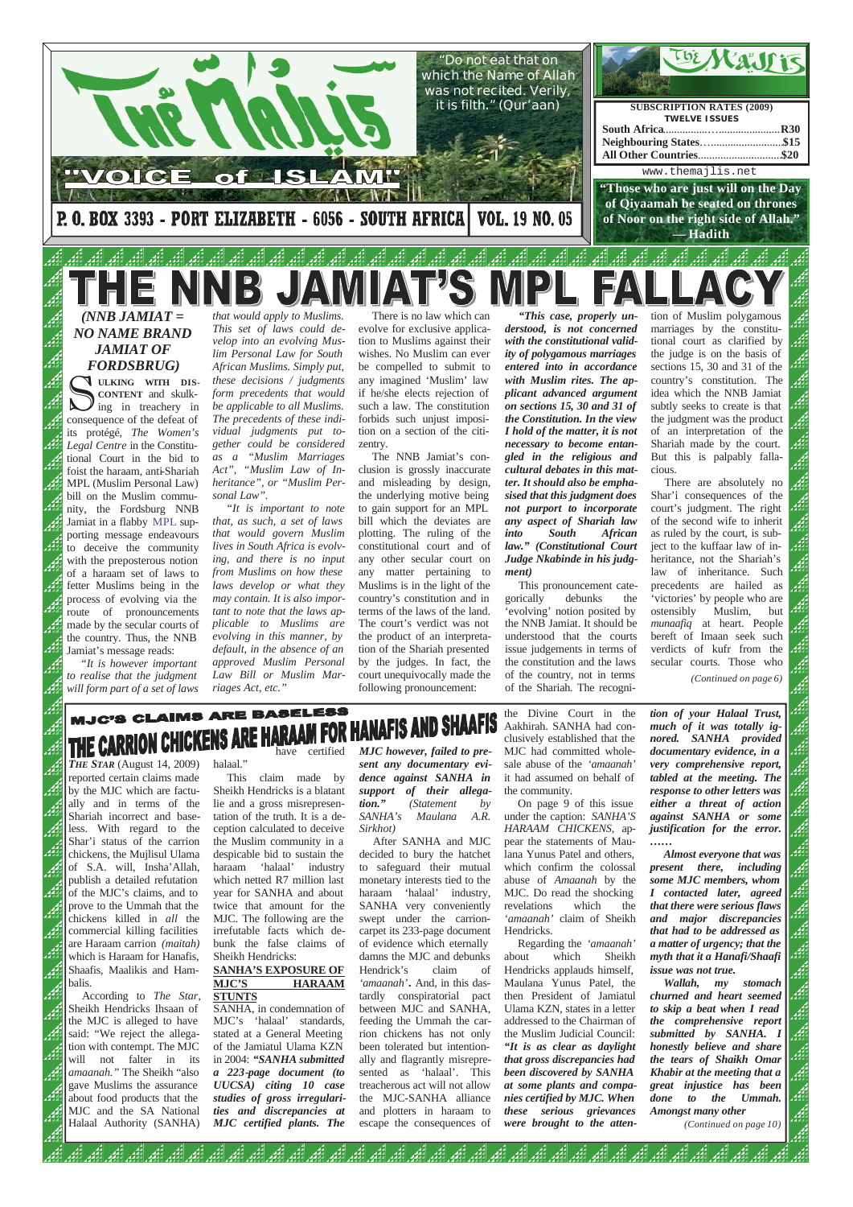# The Majlis

"VOICE of ISLAM"

P. O. BOX 3393 - PORT ELIZABETH - 6056 - SOUTH AFRICA | VOL. 19 NO. 05

"Do not eat that on which the Name of Allah was not recited. Verily, it is filth." (Qur'aan)

| SUBSCRIPTION RATES (2009) TWELVE ISSUES | |
|---|---|
| South Africa | R30 |
| Neighbouring States | $15 |
| All Other Countries | $20 |

www.themajlis.net

"Those who are just will on the Day of Qiyaamah be seated on thrones of Noor on the right side of Allah." — Hadith

# THE NNB JAMIAT'S MPL FALLACY

***(NNB JAMIAT = NO NAME BRAND JAMIAT OF FORDSBRUG)***

**SULKING WITH DISCONTENT** and skulking in treachery in consequence of the defeat of its protégé, *The Women's Legal Centre* in the Constitutional Court in the bid to foist the haraam, anti-Shariah MPL (Muslim Personal Law) bill on the Muslim community, the Fordsburg NNB Jamiat in a flabby MPL supporting message endeavours to deceive the community with the preposterous notion of a haraam set of laws to fetter Muslims being in the process of evolving via the route of pronouncements made by the secular courts of the country. Thus, the NNB Jamiat's message reads:

*"It is however important to realise that the judgment will form part of a set of laws that would apply to Muslims. This set of laws could develop into an evolving Muslim Personal Law for South African Muslims. Simply put, these decisions / judgments form precedents that would be applicable to all Muslims. The precedents of these individual judgments put together could be considered as a "Muslim Marriages Act", "Muslim Law of Inheritance", or "Muslim Personal Law".*

*"It is important to note that, as such, a set of laws that would govern Muslim lives in South Africa is evolving, and there is no input from Muslims on how these laws develop or what they may contain. It is also important to note that the laws applicable to Muslims are evolving in this manner, by default, in the absence of an approved Muslim Personal Law Bill or Muslim Marriages Act, etc."*

There is no law which can evolve for exclusive application to Muslims against their wishes. No Muslim can ever be compelled to submit to any imagined 'Muslim' law if he/she rejects of such a law. The constitution forbids such unjust imposition on a section of the citizenry.

The NNB Jamiat's conclusion is grossly inaccurate and misleading by design, the underlying motive being to gain support for an MPL bill which the deviates are plotting. The ruling of the constitutional court and of any other secular court on any matter pertaining to Muslims is in the light of the country's constitution and in terms of the laws of the land. The court's verdict was not the product of an interpretation of the Shariah presented by the judges. In fact, the court unequivocally made the following pronouncement:

***"This case, properly understood, is not concerned with the constitutional validity of polygamous marriages entered into in accordance with Muslim rites. The applicant advanced argument on sections 15, 30 and 31 of the Constitution. In the view I hold of the matter, it is not necessary to become entangled in the religious and cultural debates in this matter. It should also be emphasised that this judgment does not purport to incorporate any aspect of Shariah law into South African law." (Constitutional Court Judge Nkabinde in his judgment)***

This pronouncement categorically debunks the 'evolving' notion posited by the NNB Jamiat. It should be understood that the courts issue judgements in terms of the constitution and the laws of the country, not in terms of the Shariah. The recognition of Muslim polygamous marriages by the constitutional court as clarified by the judge is on the basis of sections 15, 30 and 31 of the country's constitution. The idea which the NNB Jamiat subtly seeks to create is that the judgment was the product of an interpretation of the Shariah made by the court. But this is palpably fallacious.

There are absolutely no Shar'i consequences of the court's judgment. The right of the second wife to inherit as ruled by the court, is subject to the kuffaar law of inheritance, not the Shariah's law of inheritance. Such precedents are hailed as 'victories' by people who are ostensibly Muslim, but *munaafiq* at heart. People bereft of Imaan seek such verdicts of kufr from the secular courts. Those who

*(Continued on page 6)*

## MJC'S CLAIMS ARE BASELESS
# THE CARRION CHICKENS ARE HARAAM FOR HANAFIS AND SHAAFIS

*THE STAR* (August 14, 2009) reported certain claims made by the MJC which are factually and in terms of the Shariah incorrect and baseless. With regard to the Shar'i status of the carrion chickens, the Mujlisul Ulama of S.A. will, Insha'Allah, publish a detailed refutation of the MJC's claims, and to prove to the Ummah that the chickens killed in *all* the commercial killing facilities are Haraam carrion *(maitah)* which is Haraam for Hanafis, Shaafis, Maalikis and Hambalis.

According to *The Star*, Sheikh Hendricks Ihsaan of the MJC is alleged to have said: "We reject the allegation with contempt. The MJC will not falter in its *amaanah."* The Sheikh "also gave Muslims the assurance about food products that the MJC and the SA National Halaal Authority (SANHA) have certified halaal."

This claim made by Sheikh Hendricks is a blatant lie and a gross misrepresentation of the truth. It is a deception calculated to deceive the Muslim community in a despicable bid to sustain the haraam 'halaal' industry which netted R7 million last year for SANHA and about twice that amount for the MJC. The following are the irrefutable facts which debunk the false claims of Sheikh Hendricks:

**SANHA'S EXPOSURE OF MJC'S HARAAM STUNTS**

SANHA, in condemnation of MJC's 'halaal' standards, stated at a General Meeting of the Jamiatul Ulama KZN in 2004: ***"SANHA submitted a 223-page document (to UUCSA) citing 10 case studies of gross irregularities and discrepancies at MJC certified plants. The MJC however, failed to present any documentary evidence against SANHA in support of their allegation."*** *(Statement by SANHA's Maulana A.R. Sirkhot)*

After SANHA and MJC decided to bury the hatchet to safeguard their mutual monetary interests tied to the haraam 'halaal' industry, SANHA very conveniently swept under the carrion-carpet its 233-page document of evidence which eternally damns the MJC and debunks Hendrick's claim of *'amaanah'*. And, in this dastardly conspiratorial pact between MJC and SANHA, feeding the Ummah the carrion chickens has not only been tolerated but intentionally and flagrantly misrepresented as 'halaal'. This treacherous act will not allow the MJC-SANHA alliance and plotters in haraam to escape the consequences of the Divine Court in the Aakhirah. SANHA had conclusively established that the MJC had committed wholesale abuse of the *'amaanah'* it had assumed on behalf of the community.

On page 9 of this issue under the caption: *SANHA'S HARAAM CHICKENS,* appear the statements of Maulana Yunus Patel and others, which confirm the colossal abuse of *Amaanah* by the MJC. Do read the shocking revelations which the *'amaanah'* claim of Sheikh Hendricks.

Regarding the *'amaanah'* about which Sheikh Hendricks applauds himself, Maulana Yunus Patel, the then President of Jamiatul Ulama KZN, states in a letter addressed to the Chairman of the Muslim Judicial Council: ***"It is as clear as daylight that gross discrepancies had been discovered by SANHA at some plants and companies certified by MJC. When these serious grievances were brought to the attention of your Halaal Trust, much of it was totally ignored. SANHA provided documentary evidence, in a very comprehensive report, tabled at the meeting. The response to other letters was either a threat of action against SANHA or some justification for the error. ……***

***Almost everyone that was present there, including some MJC members, whom I contacted later, agreed that there were serious flaws and major discrepancies that had to be addressed as a matter of urgency; that the myth that it a Hanafi/Shaafi issue was not true.***

***Wallah, my stomach churned and heart seemed to skip a beat when I read the comprehensive report submitted by SANHA. I honestly believe and share the tears of Shaikh Omar Khabir at the meeting that a great injustice has been done to the Ummah. Amongst many other***

*(Continued on page 10)*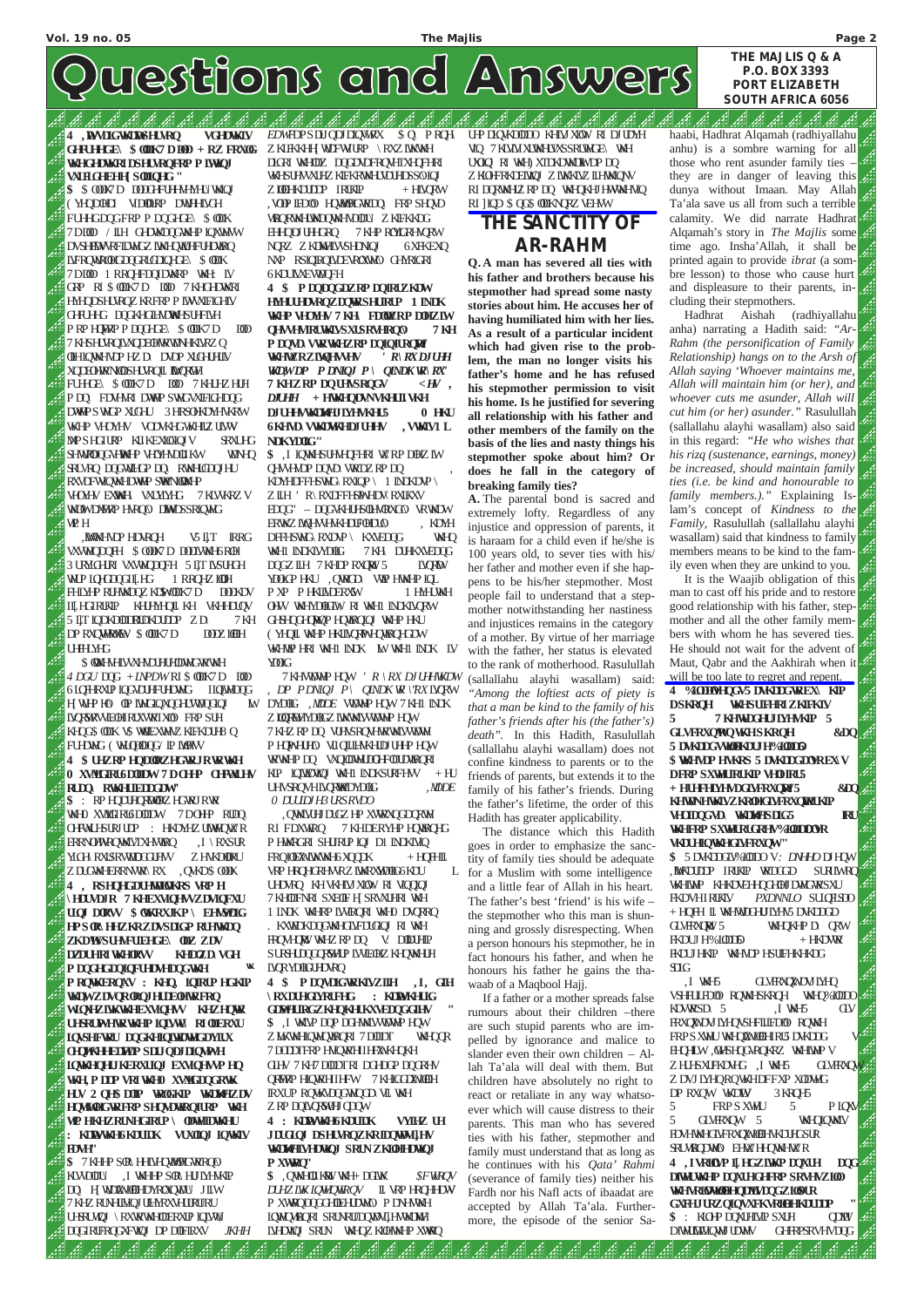# Questions and Answers

**THE MAJLIS Q & A**
**P.O. BOX 3393**
**PORT ELIZABETH**
**SOUTH AFRICA 6056**

## THE SANCTITY OF AR-RAHM

**Q. A man has severed all ties with his father and brothers because his stepmother had spread some nasty stories about him. He accuses her of having humiliated him with her lies. As a result of a particular incident which had given rise to the problem, the man no longer visits his father's home and he has refused his stepmother permission to visit his home. Is he justified for severing all relationship with his father and other members of the family on the basis of the lies and nasty things his stepmother spoke about him? Or does he fall in the category of breaking family ties?**

**A.** The parental bond is sacred and extremely lofty. Regardless of any injustice and oppression of parents, it is haraam for a child even if he/she is 100 years old, to sever ties with his/her father and mother even if she happens to be his/her stepmother. Most people fail to understand that a stepmother notwithstanding her nastiness and injustices remains in the category of a mother. By virtue of her marriage with the father, her status is elevated to the rank of motherhood. Rasulullah (sallallahu alayhi wasallam) said: *"Among the loftiest acts of piety is that a man be kind to the family of his father's friends after his (the father's) death".* In this Hadith, Rasulullah (sallallahu alayhi wasallam) does not confine kindness to parents or to the friends of parents, but extends it to the family of his father's friends. During the father's lifetime, the order of this Hadith has greater applicability.

The distance which this Hadith goes in order to emphasize the sanctity of family ties should be adequate for a Muslim with some intelligence and a little fear of Allah in his heart. The father's best 'friend' is his wife – the stepmother who this man is shunning and grossly disrespecting. When a person honours his stepmother, he in fact honours his father, and when he honours his father he gains the thawaab of a Maqbool Hajj.

If a father or a mother spreads false rumours about their children –there are such stupid parents who are impelled by ignorance and malice to slander even their own children – Allah Ta'ala will deal with them. But children have absolutely no right to react or retaliate in any way whatsoever which will cause distress to their parents. This man who has severed ties with his father, stepmother and family must understand that as long as he continues with his *Qata' Rahmi* (severance of family ties) neither his Fardh nor his Nafl acts of ibaadat are accepted by Allah Ta'ala. Furthermore, the episode of the senior Sahaabi, Hadhrat Alqamah (radhiyallahu anhu) is a sombre warning for all those who rent asunder family ties – they are in danger of leaving this dunya without Imaan. May Allah Ta'ala save us all from such a terrible calamity. We did narrate Hadhrat Alqamah's story in *The Majlis* some time ago. Insha'Allah, it shall be printed again to provide *ibrat* (a sombre lesson) to those who cause hurt and displeasure to their parents, including their stepmothers.

Hadhrat Aishah (radhiyallahu anha) narrating a Hadith said: *"Ar-Rahm (the personification of Family Relationship) hangs on to the Arsh of Allah saying 'Whoever maintains me, Allah will maintain him (or her), and whoever cuts me asunder, Allah will cut him (or her) asunder."* Rasulullah (sallallahu alayhi wasallam) also said in this regard: *"He who wishes that his rizq (sustenance, earnings, money) be increased, should maintain family ties (i.e. be kind and honourable to family members.)."* Explaining Islam's concept of *Kindness to the Family*, Rasulullah (sallallahu alayhi wasallam) said that kindness to family members means to be kind to the family even when they are unkind to you.

It is the Waajib obligation of this man to cast off his pride and to restore good relationship with his father, stepmother and all the other family members with whom he has severed ties. He should not wait for the advent of Maut, Qabr and the Aakhirah when it will be too late to regret and repent.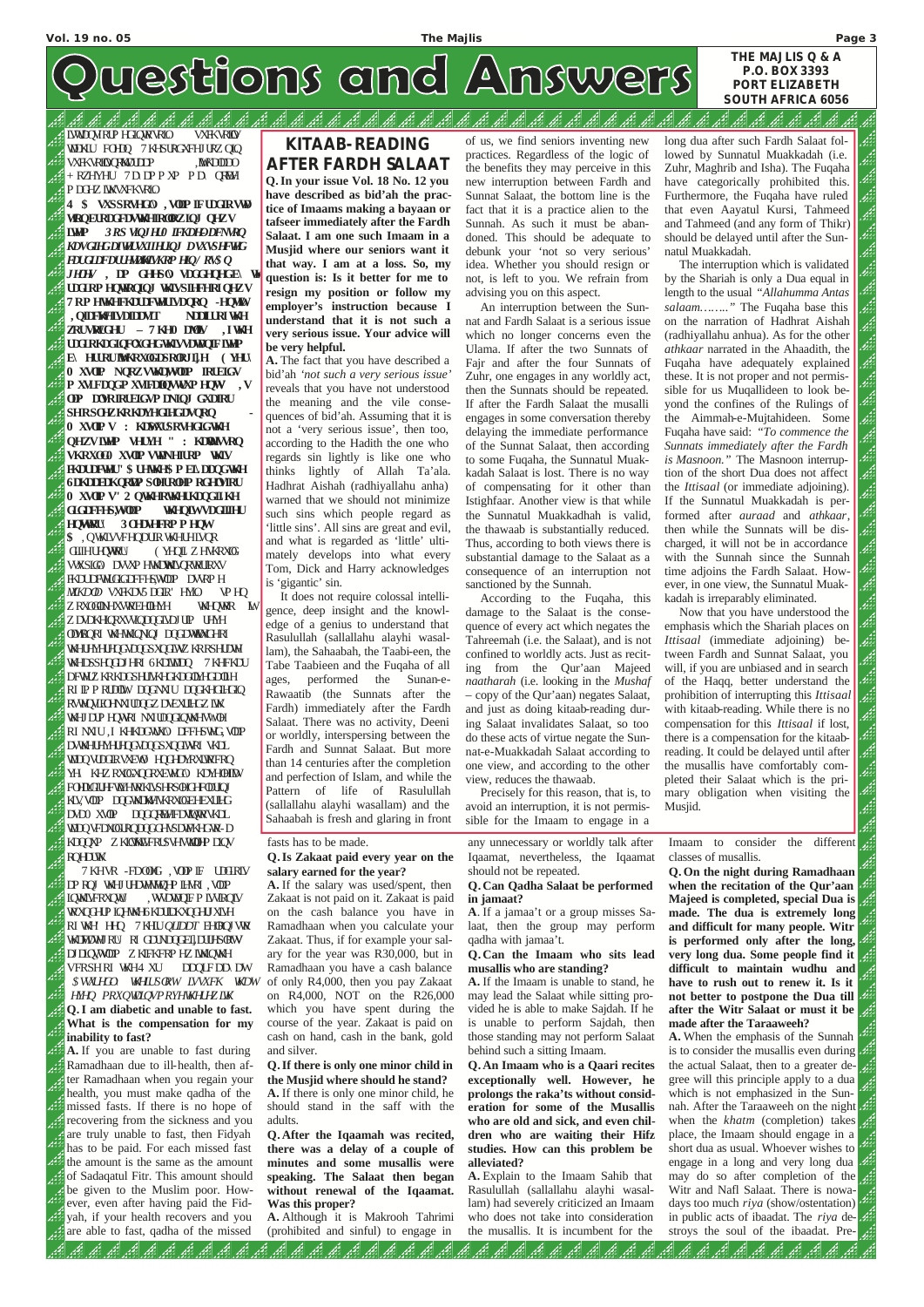# Questions and Answers

**THE MAJLIS Q & A**
**P.O. BOX 3393**
**PORT ELIZABETH**
**SOUTH AFRICA 6056**

## KITAAB-READING AFTER FARDH SALAAT

**Q. In your issue Vol. 18 No. 12 you have described as bid'ah the practice of Imaams making a bayaan or tafseer immediately after the Fardh Salaat. I am one such Imaam in a Musjid where our seniors want it that way. I am at a loss. So, my question is: Is it better for me to resign my position or follow my employer's instruction because I understand that it is not such a very serious issue. Your advice will be very helpful.**

**A.** The fact that you have described a bid'ah *'not such a very serious issue'* reveals that you have not understood the meaning and the vile consequences of bid'ah. Assuming that it is not a 'very serious issue', then too, according to the Hadith the one who regards sin lightly is like one who thinks lightly of Allah Ta'ala. Hadhrat Aishah (radhiyallahu anha) warned that we should not minimize such sins which people regard as 'little sins'. All sins are great and evil, and what is regarded as 'little' ultimately develops into what every Tom, Dick and Harry acknowledges is 'gigantic' sin.

It does not require colossal intelligence, deep insight and the knowledge of a genius to understand that Rasulullah (sallallahu alayhi wasallam), the Sahaabah, the Taabi-een, the Tabe Taabieen and the Fuqaha of all ages, performed the Sunan-e-Rawaatib (the Sunnats after the Fardh) immediately after the Fardh Salaat. There was no activity, Deeni or worldly, interspersing between the Fardh and Sunnat Salaat. But more than 14 centuries after the completion and perfection of Islam, and while the Pattern of life of Rasulullah (sallallahu alayhi wasallam) and the Sahaabah is fresh and glaring in front of us, we find seniors inventing new practices. Regardless of the logic of the benefits they may perceive in this new interruption between Fardh and Sunnat Salaat, the bottom line is the fact that it is a practice alien to the Sunnah. As such it must be abandoned. This should be adequate to debunk your 'not so very serious' idea. Whether you should resign or not, is left to you. We refrain from advising you on this aspect.

An interruption between the Sunnat and Fardh Salaat is a serious issue which no longer concerns even the Ulama. If after the two Sunnats of Fajr and after the four Sunnats of Zuhr, one engages in any worldly act, then the Sunnats should be repeated. If after the Fardh Salaat the musalli engages in some conversation thereby delaying the immediate performance of the Sunnat Salaat, then according to some Fuqaha, the Sunnatul Muakkadah Salaat is lost. There is no way of compensating for it other than Istighfaar. Another view is that while the Sunnatul Muakkadhah is valid, the thawaab is substantially reduced. Thus, according to both views there is substantial damage to the Salaat as a consequence of an interruption not sanctioned by the Sunnah.

According to the Fuqaha, this damage to the Salaat is the consequence of every act which negates the Tahreemah (i.e. the Salaat), and is not confined to worldly acts. Just as reciting from the Qur'aan Majeed *naatharah* (i.e. looking in the *Mushaf* – copy of the Qur'aan) negates Salaat, and just as doing kitaab-reading during Salaat invalidates Salaat, so too do these acts of virtue negate the Sunnat-e-Muakkadah Salaat according to one view, and according to the other view, reduces the thawaab.

Precisely for this reason, that is, to avoid an interruption, it is not permissible for the Imaam to engage in a long dua after such Fardh Salaat followed by Sunnatul Muakkadah (i.e. Zuhr, Maghrib and Isha). The Fuqaha have categorically prohibited this. Furthermore, the Fuqaha have ruled that even Aayatul Kursi, Tahmeed and Tahmeed (and any form of Thikr) should be delayed until after the Sunnatul Muakkadah.

The interruption which is validated by the Shariah is only a Dua equal in length to the usual *"Allahumma Antas salaam…….."* The Fuqaha base this on the narration of Hadhrat Aishah (radhiyallahu anhua). As for the other *athkaar* narrated in the Ahaadith, the Fuqaha have adequately explained these. It is not proper and not permissible for us Muqallideen to look beyond the confines of the Rulings of the Aimmah-e-Mujtahideen. Some Fuqaha have said: *"To commence the Sunnats immediately after the Fardh is Masnoon."* The Masnoon interruption of the short Dua does not affect the *Ittisaal* (or immediate adjoining). If the Sunnatul Muakkadah is performed after *auraad* and *athkaar*, then while the Sunnats will be discharged, it will not be in accordance with the Sunnah since the Sunnah time adjoins the Fardh Salaat. However, in one view, the Sunnatul Muakkadah is irreparably eliminated.

Now that you have understood the emphasis which the Shariah places on *Ittisaal* (immediate adjoining) between Fardh and Sunnat Salaat, you will, if you are unbiased and in search of the Haqq, better understand the prohibition of interrupting this *Ittisaal* with kitaab-reading. While there is no compensation for this *Ittisaal* if lost, there is a compensation for the kitaab-reading. It could be delayed until after the musallis have comfortably completed their Salaat which is the primary obligation when visiting the Musjid.

---

**Q. I am diabetic and unable to fast. What is the compensation for my inability to fast?**

**A.** If you are unable to fast during Ramadhaan due to ill-health, then after Ramadhaan when you regain your health, you must make qadha of the missed fasts. If there is no hope of recovering from the sickness and you are truly unable to fast, then Fidyah has to be paid. For each missed fast the amount is the same as the amount of Sadaqatul Fitr. This amount should be given to the Muslim poor. However, after having paid the Fidyah, if your health recovers and you are able to fast, qadha of the missed fasts has to be made.

**Q. Is Zakaat paid every year on the salary earned for the year?**

**A.** If the salary was used/spent, then Zakaat is not paid on it. Zakaat is paid on the cash balance you have in Ramadhaan when you calculate your Zakaat. Thus, if for example your salary for the year was R30,000, but in Ramadhaan you have a cash balance of only R4,000, then you pay Zakaat on R4,000, NOT on the R26,000 which you have spent during the course of the year. Zakaat is paid on cash on hand, cash in the bank, gold and silver.

**Q. If there is only one minor child in the Musjid where should he stand?**

**A.** If there is only one minor child, he should stand in the saff with the adults.

**Q. After the Iqaamah was recited, there was a delay of a couple of minutes and some musallis were speaking. The Salaat then began without renewal of the Iqaamat. Was this proper?**

**A.** Although it is Makrooh Tahrimi (prohibited and sinful) to engage in any unnecessary or worldly talk after Iqaamat, nevertheless, the Iqaamat should not be repeated.

**Q. Can Qadha Salaat be performed in jamaat?**

**A**. If a jamaa't or a group misses Salaat, then the group may perform qadha with jamaa't.

**Q. Can the Imaam who sits lead musallis who are standing?**

**A.** If the Imaam is unable to stand, he may lead the Salaat while sitting provided he is able to make Sajdah. If he is unable to perform Sajdah, then those standing may not perform Salaat behind such a sitting Imaam.

**Q. An Imaam who is a Qaari recites exceptionally well. However, he prolongs the raka't's without consideration for some of the Musallis who are old and sick, and even children who are waiting their Hifz studies. How can this problem be alleviated?**

**A.** Explain to the Imaam Sahib that Rasulullah (sallallahu alayhi wasallam) had severely criticized an Imaam who does not take into consideration the musallis. It is incumbent for the Imaam to consider the different classes of musallis.

**Q. On the night during Ramadhaan when the recitation of the Qur'aan Majeed is completed, special Dua is made. The dua is extremely long and difficult for many people. Witr is performed only after the long, very long dua. Some people find it difficult to maintain wudhu and have to rush out to renew it. Is it not better to postpone the Dua till after the Witr Salaat or must it be made after the Taraaweeh?**

**A.** When the emphasis of the Sunnah is to consider the musallis even during the actual Salaat, then to a greater degree will this principle apply to a dua which is not emphasized in the Sunnah. After the Taraaweeh on the night when the *khatm* (completion) takes place, the Imaam should engage in a short dua as usual. Whoever wishes to engage in a long and very long dua may do so after completion of the Witr and Nafl Salaat. There is nowadays too much *riya* (show/ostentation) in public acts of ibaadat. The *riya* destroys the soul of the ibaadat. Pre-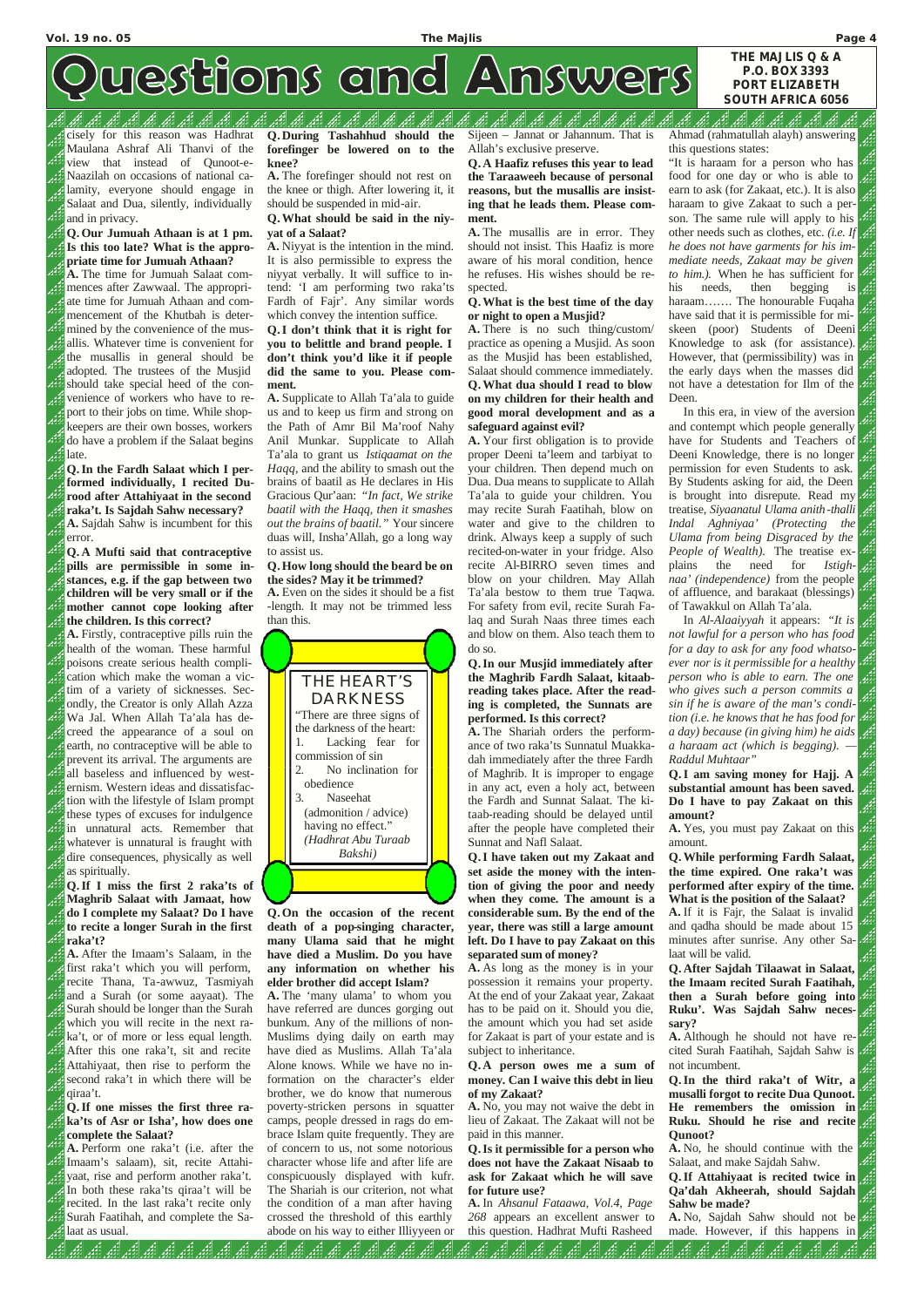# Questions and Answers

**THE MAJLIS Q & A**
**P.O. BOX 3393**
**PORT ELIZABETH**
**SOUTH AFRICA 6056**

cisely for this reason was Hadhrat Maulana Ashraf Ali Thanvi of the view that instead of Qunoot-e-Naazilah on occasions of national calamity, everyone should engage in Salaat and Dua, silently, individually and in privacy.

**Q. Our Jumuah Athaan is at 1 pm. Is this too late? What is the appropriate time for Jumuah Athaan?**

**A.** The time for Jumuah Salaat commences after Zawwaal. The appropriate time for Jumuah Athaan and commencement of the Khutbah is determined by the convenience of the musallis. Whatever time is convenient for the musallis in general should be adopted. The trustees of the Musjid should take special heed of the convenience of workers who have to report to their jobs on time. While shopkeepers are their own bosses, workers do have a problem if the Salaat begins late.

**Q. In the Fardh Salaat which I performed individually, I recited Durood after Attahiyaat in the second raka't. Is Sajdah Sahw necessary?**

**A.** Sajdah Sahw is incumbent for this error.

**Q. A Mufti said that contraceptive pills are permissible in some instances, e.g. if the gap between two children will be very small or if the mother cannot cope looking after the children. Is this correct?**

**A.** Firstly, contraceptive pills ruin the health of the woman. These harmful poisons create serious health complication which make the woman a victim of a variety of sicknesses. Secondly, the Creator is only Allah Azza Wa Jal. When Allah Ta'ala has decreed the appearance of a soul on earth, no contraceptive will be able to prevent its arrival. The arguments are all baseless and influenced by westernism. Western ideas and dissatisfaction with the lifestyle of Islam prompt these types of excuses for indulgence in unnatural acts. Remember that whatever is unnatural is fraught with dire consequences, physically as well as spiritually.

**Q. If I miss the first 2 raka'ts of Maghrib Salaat with Jamaat, how do I complete my Salaat? Do I have to recite a longer Surah in the first raka't?**

**A.** After the Imaam's Salaam, in the first raka't which you will perform, recite Thana, Ta-awwuz, Tasmiyah and a Surah (or some aayaat). The Surah should be longer than the Surah which you will recite in the next raka't, or of more or less equal length. After this one raka't, sit and recite Attahiyaat, then rise to perform the second raka't in which there will be qiraa't.

**Q. If one misses the first three raka'ts of Asr or Isha', how does one complete the Salaat?**

**A.** Perform one raka't (i.e. after the Imaam's salaam), sit, recite Attahiyaat, rise and perform another raka't. In both these raka'ts qiraa't will be recited. In the last raka't recite only Surah Faatihah, and complete the Salaat as usual.

**Q. During Tashahhud should the forefinger be lowered on to the knee?**

**A.** The forefinger should not rest on the knee or thigh. After lowering it, it should be suspended in mid-air.

**Q. What should be said in the niyyat of a Salaat?**

**A.** Niyyat is the intention in the mind. It is also permissible to express the niyyat verbally. It will suffice to intend: 'I am performing two raka'ts Fardh of Fajr'. Any similar words which convey the intention suffice.

**Q. I don't think that it is right for you to belittle and brand people. I don't think you'd like it if people did the same to you. Please comment.**

**A.** Supplicate to Allah Ta'ala to guide us and to keep us firm and strong on the Path of Amr Bil Ma'roof Nahy Anil Munkar. Supplicate to Allah Ta'ala to grant us *Istiqaamat on the Haqq*, and the ability to smash out the brains of baatil as He declares in His Gracious Qur'aan: *"In fact, We strike baatil with the Haqq, then it smashes out the brains of baatil."* Your sincere duas will, Insha'Allah, go a long way to assist us.

**Q. How long should the beard be on the sides? May it be trimmed?**

**A.** Even on the sides it should be a fist -length. It may not be trimmed less than this.

> **THE HEART'S DARKNESS**
>
> "There are three signs of the darkness of the heart:
> 1. Lacking fear for commission of sin
> 2. No inclination for obedience
> 3. Naseehat (admonition / advice) having no effect."
>
> *(Hadhrat Abu Turaab Bakshi)*

**Q. On the occasion of the recent death of a pop-singing character, many Ulama said that he might have died a Muslim. Do you have any information on whether his elder brother did accept Islam?**

**A.** The 'many ulama' to whom you have referred are dunces gorging out bunkum. Any of the millions of non-Muslims dying daily on earth may have died as Muslims. Allah Ta'ala Alone knows. While we have no information on the character's elder brother, we do know that numerous poverty-stricken persons in squatter camps, people dressed in rags do embrace Islam quite frequently. They are of concern to us, not some notorious character whose life and after life are conspicuously displayed with kufr. The Shariah is our criterion, not what the condition of a man after having crossed the threshold of this earthly abode on his way to either Illiyyeen or Sijeen – Jannat or Jahannum. That is Allah's exclusive preserve.

**Q. A Haafiz refuses this year to lead the Taraaweeh because of personal reasons, but the musallis are insisting that he leads them. Please comment.**

**A.** The musallis are in error. They should not insist. This Haafiz is more aware of his moral condition, hence he refuses. His wishes should be respected.

**Q. What is the best time of the day or night to open a Musjid?**

**A.** There is no such thing/custom/practice as opening a Musjid. As soon as the Musjid has been established, Salaat should commence immediately.

**Q. What dua should I read to blow on my children for their health and good moral development and as a safeguard against evil?**

**A.** Your first obligation is to provide proper Deeni ta'leem and tarbiyat to your children. Then depend much on Dua. Dua means to supplicate to Allah Ta'ala to guide your children. You may recite Surah Faatihah, blow on water and give to the children to drink. Always keep a supply of such recited-on-water in your fridge. Also recite Al-BIRRO seven times and blow on your children. May Allah Ta'ala bestow to them true Taqwa. For safety from evil, recite Surah Falaq and Surah Naas three times each and blow on them. Also teach them to do so.

**Q. In our Musjid immediately after the Maghrib Fardh Salaat, kitaab-reading takes place. After the reading is completed, the Sunnats are performed. Is this correct?**

**A.** The Shariah orders the performance of two raka'ts Sunnatul Muakkadah immediately after the three Fardh of Maghrib. It is improper to engage in any act, even a holy act, between the Fardh and Sunnat Salaat. The kitaab-reading should be delayed until after the people have completed their Sunnat and Nafl Salaat.

**Q. I have taken out my Zakaat and set aside the money with the intention of giving the poor and needy when they come. The amount is a considerable sum. By the end of the year, there was still a large amount left. Do I have to pay Zakaat on this separated sum of money?**

**A.** As long as the money is in your possession it remains your property. At the end of your Zakaat year, Zakaat has to be paid on it. Should you die, the amount which you had set aside for Zakaat is part of your estate and is subject to inheritance.

**Q. A person owes me a sum of money. Can I waive this debt in lieu of my Zakaat?**

**A.** No, you may not waive the debt in lieu of Zakaat. The Zakaat will not be paid in this manner.

**Q. Is it permissible for a person who does not have the Zakaat Nisaab to ask for Zakaat which he will save for future use?**

**A.** In *Ahsanul Fataawa, Vol.4, Page 268* appears an excellent answer to this question. Hadhrat Mufti Rasheed Ahmad (rahmatullah alayh) answering this questions states:

"It is haraam for a person who has food for one day or who is able to earn to ask (for Zakaat, etc.). It is also haraam to give Zakaat to such a person. The same rule will apply to his other needs such as clothes, etc. *(i.e. If he does not have garments for his immediate needs, Zakaat may be given to him.)*. When he has sufficient for his needs, then begging is haraam……. The honourable Fuqaha have said that it is permissible for miskeen (poor) Students of Deeni Knowledge to ask (for assistance). However, that (permissibility) was in the early days when the masses did not have a detestation for Ilm of the Deen.

In this era, in view of the aversion and contempt which people generally have for Students and Teachers of Deeni Knowledge, there is no longer permission for even Students to ask. By Students asking for aid, the Deen is brought into disrepute. Read my treatise, *Siyaanatul Ulama anith-thalli Indal Aghniyaa' (Protecting the Ulama from being Disgraced by the People of Wealth)*. The treatise explains the need for *Istighnaa' (independence)* from the people of affluence, and barakaat (blessings) of Tawakkul on Allah Ta'ala.

In *Al-Alaaiyyah* it appears: *"It is not lawful for a person who has food for a day to ask for any food whatsoever nor is it permissible for a healthy person who is able to earn. The one who gives such a person commits a sin if he is aware of the man's condition (i.e. he knows that he has food for a day) because (in giving him) he aids a haraam act (which is begging). — Raddul Muhtaar"*

**Q. I am saving money for Hajj. A substantial amount has been saved. Do I have to pay Zakaat on this amount?**

**A.** Yes, you must pay Zakaat on this amount.

**Q. While performing Fardh Salaat, the time expired. One raka't was performed after expiry of the time. What is the position of the Salaat?**

**A.** If it is Fajr, the Salaat is invalid and qadha should be made about 15 minutes after sunrise. Any other Salaat will be valid.

**Q. After Sajdah Tilaawat in Salaat, the Imaam recited Surah Faatihah, then a Surah before going into Ruku'. Was Sajdah Sahw necessary?**

**A.** Although he should not have recited Surah Faatihah, Sajdah Sahw is not incumbent.

**Q. In the third raka't of Witr, a musalli forgot to recite Dua Qunoot. He remembers the omission in Ruku. Should he rise and recite Qunoot?**

**A.** No, he should continue with the Salaat, and make Sajdah Sahw.

**Q. If Attahiyaat is recited twice in Qa'dah Akheerah, should Sajdah Sahw be made?**

**A.** No, Sajdah Sahw should not be made. However, if this happens in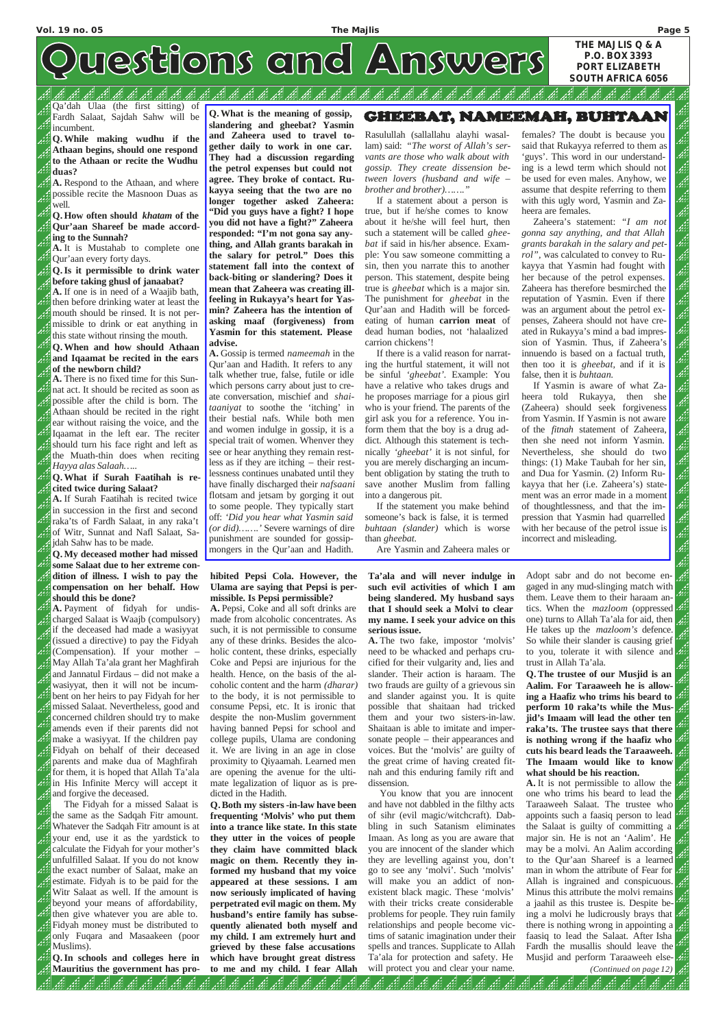# Questions and Answers

THE MAJLIS Q & A
P.O. BOX 3393
PORT ELIZABETH
SOUTH AFRICA 6056

Qa'dah Ulaa (the first sitting) of Fardh Salaat, Sajdah Sahw will be incumbent.

**Q. While making wudhu if the Athaan begins, should one respond to the Athaan or recite the Wudhu duas?**

**A.** Respond to the Athaan, and where possible recite the Masnoon Duas as well.

**Q. How often should *khatam* of the Qur'aan Shareef be made according to the Sunnah?**

**A.** It is Mustahab to complete one Qur'aan every forty days.

**Q. Is it permissible to drink water before taking ghusl of janaabat?**

**A.** If one is in need of a Waajib bath, then before drinking water at least the mouth should be rinsed. It is not permissible to drink or eat anything in this state without rinsing the mouth.

**Q. When and how should Athaan and Iqaamat be recited in the ears of the newborn child?**

**A.** There is no fixed time for this Sunnat act. It should be recited as soon as possible after the child is born. The Athaan should be recited in the right ear without raising the voice, and the Iqaamat in the left ear. The reciter should turn his face right and left as the Muath-thin does when reciting *Hayya alas Salaah…..*

**Q. What if Surah Faatihah is recited twice during Salaat?**

**A.** If Surah Faatihah is recited twice in succession in the first and second raka'ts of Fardh Salaat, in any raka't of Witr, Sunnat and Nafl Salaat, Sajdah Sahw has to be made.

**Q. My deceased mother had missed some Salaat due to her extreme condition of illness. I wish to pay the compensation on her behalf. How should this be done?**

**A.** Payment of fidyah for undischarged Salaat is Waajib (compulsory) if the deceased had made a wasiyyat (issued a directive) to pay the Fidyah (Compensation). If your mother – May Allah Ta'ala grant her Maghfirah and Jannatul Firdaus – did not make a wasiyyat, then it will not be incumbent on her heirs to pay Fidyah for her missed Salaat. Nevertheless, good and concerned children should try to make amends even if their parents did not make a wasiyyat. If the children pay Fidyah on behalf of their deceased parents and make dua of Maghfirah for them, it is hoped that Allah Ta'ala in His Infinite Mercy will accept it and forgive the deceased.

The Fidyah for a missed Salaat is the same as the Sadqah Fitr amount. Whatever the Sadqah Fitr amount is at your end, use it as the yardstick to calculate the Fidyah for your mother's unfulfilled Salaat. If you do not know the exact number of Salaat, make an estimate. Fidyah is to be paid for the Witr Salaat as well. If the amount is beyond your means of affordability, then give whatever you are able to. Fidyah money must be distributed to only Fuqara and Masaakeen (poor Muslims).

**Q. In schools and colleges here in Mauritius the government has prohibited Pepsi Cola. However, the Ulama are saying that Pepsi is permissible. Is Pepsi permissible?**

**A.** Pepsi, Coke and all soft drinks are made from alcoholic concentrates. As such, it is not permissible to consume any of these drinks. Besides the alcoholic content, these drinks, especially Coke and Pepsi are injurious for the health. Hence, on the basis of the alcoholic content and the harm *(dharar)* to the body, it is not permissible to consume Pepsi, etc. It is ironic that despite the non-Muslim government having banned Pepsi for school and college pupils, Ulama are condoning it. We are living in an age in close proximity to Qiyaamah. Learned men are opening the avenue for the ultimate legalization of liquor as is predicted in the Hadith.

**Q. Both my sisters -in-law have been frequenting 'Molvis' who put them into a trance like state. In this state they utter in the voices of people they claim have committed black magic on them. Recently they informed my husband that my voice appeared at these sessions. I am now seriously implicated of having perpetrated evil magic on them. My husband's entire family has subsequently alienated both myself and my child. I am extremely hurt and grieved by these false accusations which have brought great distress to me and my child. I fear Allah Ta'ala and will never indulge in such evil activities of which I am being slandered. My husband says that I should seek a Molvi to clear my name. I seek your advice on this serious issue.**

**A.** The two fake, impostor 'molvis' need to be whacked and perhaps crucified for their vulgarity and, lies and slander. Their action is haraam. The two frauds are guilty of a grievous sin and slander against you. It is quite possible that shaitaan had tricked them and your two sisters-in-law. Shaitaan is able to imitate and impersonate people – their appearances and voices. But the 'molvis' are guilty of the great crime of having created fitnah and this enduring family rift and dissension.

You know that you are innocent and have not dabbled in the filthy acts of sihr (evil magic/witchcraft). Dabbling in such Satanism eliminates Imaan. As long as you are aware that you are innocent of the slander which they are levelling against you, don't go to see any 'molvi'. Such 'molvis' will make you an addict of non-existent black magic. These 'molvis' with their tricks create considerable problems for people. They ruin family relationships and people become victims of satanic imagination under their spells and trances. Supplicate to Allah Ta'ala for protection and safety. He will protect you and clear your name.

Adopt sabr and do not become engaged in any mud-slinging match with them. Leave them to their haraam antics. When the *mazloom* (oppressed one) turns to Allah Ta'ala for aid, then He takes up the *mazloom's* defence. So while their slander is causing grief to you, tolerate it with silence and trust in Allah Ta'ala.

**Q. The trustee of our Musjid is an Aalim. For Taraaweeh he is allowing a Haafiz who trims his beard to perform 10 raka'ts while the Musjid's Imaam will lead the other ten raka'ts. The trustee says that there is nothing wrong if the haafiz who cuts his beard leads the Taraaweeh. The Imaam would like to know what should be his reaction.**

**A.** It is not permissible to allow the one who trims his beard to lead the Taraaweeh Salaat. The trustee who appoints such a faasiq person to lead the Salaat is guilty of committing a major sin. He is not an 'Aalim'. He may be a molvi. An Aalim according to the Qur'aan Shareef is a learned man in whom the attribute of Fear for Allah is ingrained and conspicuous. Minus this attribute the molvi remains a jaahil as is this trustee. Despite being a molvi he ludicrously brays that there is nothing wrong in appointing a faasiq to lead the Salaat. After Isha Fardh the musallis should leave the Musjid and perform Taraaweeh else-

*(Continued on page 12)*

**Q. What is the meaning of gossip, slandering and gheebat? Yasmin and Zaheera used to travel together daily to work in one car. They had a discussion regarding the petrol expenses but could not agree. They broke of contact. Rukayya seeing that the two are no longer together asked Zaheera: "Did you guys have a fight? I hope you did not have a fight?" Zaheera responded: "I'm not gona say anything, and Allah grants barakah in the salary for petrol." Does this statement fall into the context of back-biting or slandering? Does it mean that Zaheera was creating ill-feeling in Rukayya's heart for Yasmin? Zaheera has the intention of asking maaf (forgiveness) from Yasmin for this statement. Please advise.**

**A.** Gossip is termed *nameemah* in the Qur'aan and Hadith. It refers to any talk whether true, false, futile or idle which persons carry about just to create conversation, mischief and *shaitaaniyat* to soothe the 'itching' in their bestial nafs. While both men and women indulge in gossip, it is a special trait of women. Whenver they see or hear anything they remain restless as if they are itching – their restlessness continues unabated until they have finally discharged their *nafsaani* flotsam and jetsam by gorging it out to some people. They typically start off: *'Did you hear what Yasmin said (or did)…….'* Severe warnings of dire punishment are sounded for gossip-mongers in the Qur'aan and Hadith.

## GHEEBAT, NAMEEMAH, BUHTAAN

Rasulullah (sallallahu alayhi wasallam) said: *"The worst of Allah's servants are those who walk about with gossip. They create dissension between lovers (husband and wife – brother and brother)……."*

If a statement about a person is true, but if he/she comes to know about it he/she will feel hurt, then such a statement will be called *gheebat* if said in his/her absence. Example: You saw someone committing a sin, then you narrate this to another person. This statement, despite being true is *gheebat* which is a major sin. The punishment for *gheebat* in the Qur'aan and Hadith will be forced-eating of human **carrion meat** of dead human bodies, not 'halaalized carrion chickens'!

If there is a valid reason for narrating the hurtful statement, it will not be sinful *'gheebat'*. Example: You have a relative who takes drugs and he proposes marriage for a pious girl who is your friend. The parents of the girl ask you for a reference. You inform them that the boy is a drug addict. Although this statement is technically *'gheebat'* it is not sinful, for you are merely discharging an incumbent obligation by stating the truth to save another Muslim from falling into a dangerous pit.

If the statement you make behind someone's back is false, it is termed *buhtaan (slander)* which is worse than *gheebat.*

Are Yasmin and Zaheera males or females? The doubt is because you said that Rukayya referred to them as 'guys'. This word in our understanding is a lewd term which should not be used for even males. Anyhow, we assume that despite referring to them with this ugly word, Yasmin and Zaheera are females.

Zaheera's statement: *"I am not gonna say anything, and that Allah grants barakah in the salary and petrol"*, was calculated to convey to Rukayya that Yasmin had fought with her because of the petrol expenses. Zaheera has therefore besmirched the reputation of Yasmin. Even if there was an argument about the petrol expenses, Zaheera should not have created in Rukayya's mind a bad impression of Yasmin. Thus, if Zaheera's innuendo is based on a factual truth, then too it is *gheebat,* and if it is false, then it is *buhtaan.*

If Yasmin is aware of what Zaheera told Rukayya, then she (Zaheera) should seek forgiveness from Yasmin. If Yasmin is not aware of the *fitnah* statement of Zaheera, then she need not inform Yasmin. Nevertheless, she should do two things: (1) Make Taubah for her sin, and Dua for Yasmin. (2) Inform Rukayya that her (i.e. Zaheera's) statement was an error made in a moment of thoughtlessness, and that the impression that Yasmin had quarrelled with her because of the petrol issue is incorrect and misleading.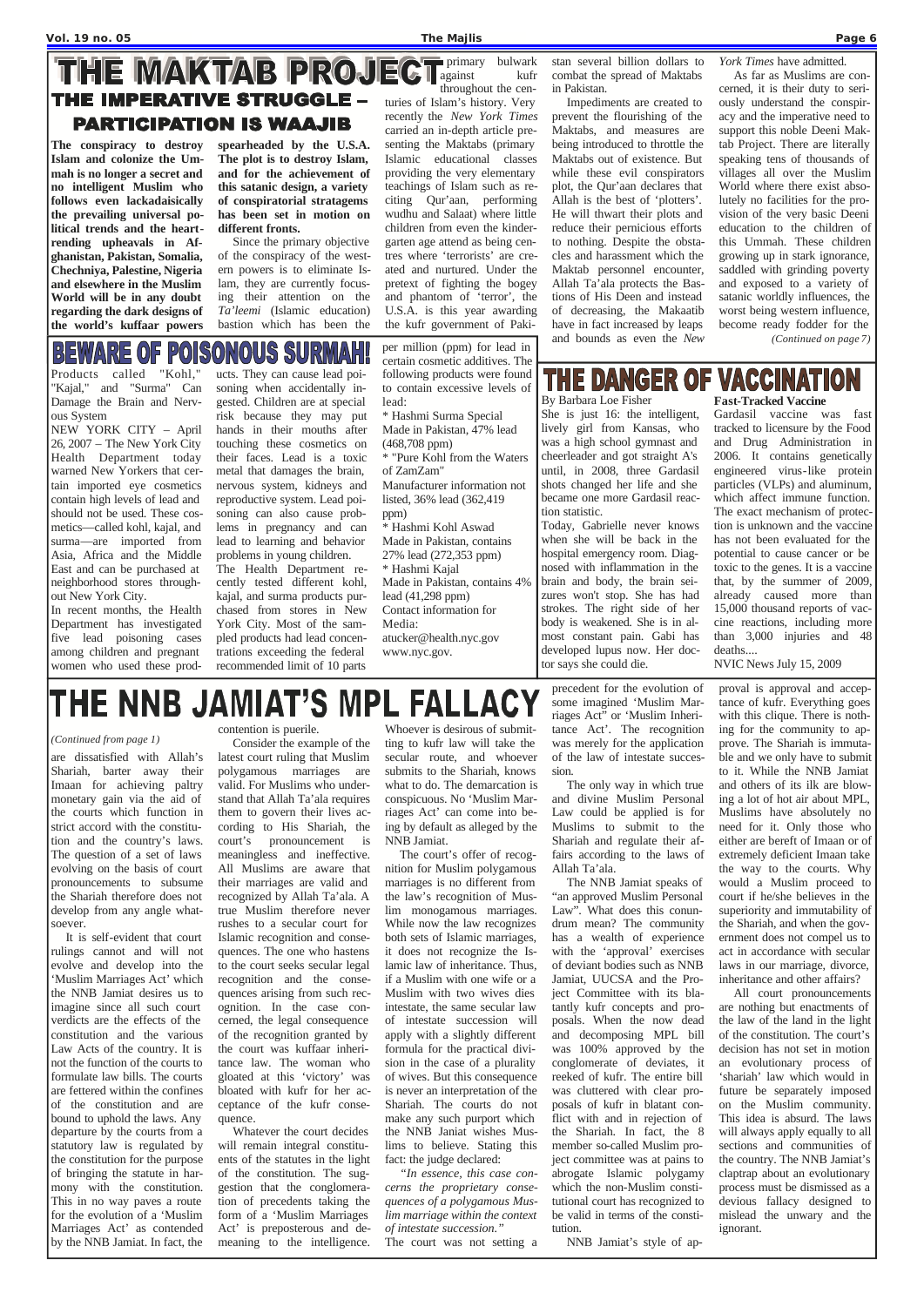# THE MAKTAB PROJECT

## THE IMPERATIVE STRUGGLE – PARTICIPATION IS WAAJIB

**The conspiracy to destroy Islam and colonize the Ummah is no longer a secret and no intelligent Muslim who follows even lackadaisically the prevailing universal political trends and the heart-rending upheavals in Afghanistan, Pakistan, Somalia, Chechniya, Palestine, Nigeria and elsewhere in the Muslim World will be in any doubt regarding the dark designs of the world's kuffaar powers spearheaded by the U.S.A. The plot is to destroy Islam, and for the achievement of this satanic design, a variety of conspiratorial stratagems has been set in motion on different fronts.**

Since the primary objective of the conspiracy of the western powers is to eliminate Islam, they are currently focusing their attention on the *Ta'leemi* (Islamic education) bastion which has been the primary bulwark against kufr throughout the centuries of Islam's history. Very recently the *New York Times* carried an in-depth article presenting the Maktabs (primary Islamic educational classes providing the very elementary teachings of Islam such as reciting Qur'aan, performing wudhu and Salaat) where little children from even the kindergarten age attend as being centres where 'terrorists' are created and nurtured. Under the pretext of fighting the bogey and phantom of 'terror', the U.S.A. is this year awarding the kufr government of Pakistan several billion dollars to combat the spread of Maktabs in Pakistan.

Impediments are created to prevent the flourishing of the Maktabs, and measures are being introduced to throttle the Maktabs out of existence. But while these evil conspirators plot, the Qur'aan declares that Allah is the best of 'plotters'. He will thwart their plots and reduce their pernicious efforts to nothing. Despite the obstacles and harassment which the Maktab personnel encounter, Allah Ta'ala protects the Bastions of His Deen and instead of decreasing, the Makaatib have in fact increased by leaps and bounds as even the *New York Times* have admitted.

As far as Muslims are concerned, it is their duty to seriously understand the conspiracy and the imperative need to support this noble Deeni Maktab Project. There are literally speaking tens of thousands of villages all over the Muslim World where there exist absolutely no facilities for the provision of the very basic Deeni education to the children of this Ummah. These children growing up in stark ignorance, saddled with grinding poverty and exposed to a variety of satanic worldly influences, the worst being western influence, become ready fodder for the

*(Continued on page 7)*

# BEWARE OF POISONOUS SURMAH!

Products called "Kohl," "Kajal," and "Surma" Can Damage the Brain and Nervous System

NEW YORK CITY – April 26, 2007 – The New York City Health Department today warned New Yorkers that certain imported eye cosmetics contain high levels of lead and should not be used. These cosmetics—called kohl, kajal, and surma—are imported from Asia, Africa and the Middle East and can be purchased at neighborhood stores throughout New York City.

In recent months, the Health Department has investigated five lead poisoning cases among children and pregnant women who used these products. They can cause lead poisoning when accidentally ingested. Children are at special risk because they may put hands in their mouths after touching these cosmetics on their faces. Lead is a toxic metal that damages the brain, nervous system, kidneys and reproductive system. Lead poisoning can also cause problems in pregnancy and can lead to learning and behavior problems in young children.

The Health Department recently tested different kohl, kajal, and surma products purchased from stores in New York City. Most of the sampled products had lead concentrations exceeding the federal recommended limit of 10 parts per million (ppm) for lead in certain cosmetic additives. The following products were found to contain excessive levels of lead:

* Hashmi Surma Special Made in Pakistan, 47% lead (468,708 ppm)
* "Pure Kohl from the Waters of ZamZam" Manufacturer information not listed, 36% lead (362,419 ppm)
* Hashmi Kohl Aswad Made in Pakistan, contains 27% lead (272,353 ppm)
* Hashmi Kajal Made in Pakistan, contains 4% lead (41,298 ppm)

Contact information for Media:
atucker@health.nyc.gov
www.nyc.gov.

# THE DANGER OF VACCINATION

By Barbara Loe Fisher

She is just 16: the intelligent, lively girl from Kansas, who was a high school gymnast and cheerleader and got straight A's until, in 2008, three Gardasil shots changed her life and she became one more Gardasil reaction statistic.

Today, Gabrielle never knows when she will be back in the hospital emergency room. Diagnosed with inflammation in the brain and body, the brain seizures won't stop. She has had strokes. The right side of her body is weakened. She is in almost constant pain. Gabi has developed lupus now. Her doctor says she could die.

**Fast-Tracked Vaccine**

Gardasil vaccine was fast tracked to licensure by the Food and Drug Administration in 2006. It contains genetically engineered virus-like protein particles (VLPs) and aluminum, which affect immune function. The exact mechanism of protection is unknown and the vaccine has not been evaluated for the potential to cause cancer or be toxic to the genes. It is a vaccine that, by the summer of 2009, already caused more than 15,000 thousand reports of vaccine reactions, including more than 3,000 injuries and 48 deaths....

NVIC News July 15, 2009

# THE NNB JAMIAT'S MPL FALLACY

*(Continued from page 1)*

are dissatisfied with Allah's Shariah, barter away their Imaan for achieving paltry monetary gain via the aid of the courts which function in strict accord with the constitution and the country's laws. The question of a set of laws evolving on the basis of court pronouncements to subsume the Shariah therefore does not develop from any angle whatsoever.

It is self-evident that court rulings cannot and will not evolve and develop into the 'Muslim Marriages Act' which the NNB Jamiat desires us to imagine since all such court verdicts are the effects of the constitution and the various Law Acts of the country. It is not the function of the courts to formulate law bills. The courts are fettered within the confines of the constitution and are bound to uphold the laws. Any departure by the courts from a statutory law is regulated by the constitution for the purpose of bringing the statute in harmony with the constitution. This in no way paves a route for the evolution of a 'Muslim Marriages Act' as contended by the NNB Jamiat. In fact, the contention is puerile.

Consider the example of the latest court ruling that Muslim polygamous marriages are valid. For Muslims who understand that Allah Ta'ala requires them to govern their lives according to His Shariah, the court's pronouncement is meaningless and ineffective. All Muslims are aware that their marriages are valid and recognized by Allah Ta'ala. A true Muslim therefore never rushes to a secular court for Islamic recognition and consequences. The one who hastens to the court seeks secular legal recognition and the consequences arising from such recognition. In the case concerned, the legal consequence of the recognition granted by the court was kuffaar inheritance law. The woman who gloated at this 'victory' was bloated with kufr for her acceptance of the kufr consequence.

Whatever the court decides will remain integral constituents of the statutes in the light of the constitution. The suggestion that the conglomeration of precedents taking the form of a 'Muslim Marriages Act' is preposterous and demeaning to the intelligence. Whoever is desirous of submitting to kufr law will take the secular route, and whoever submits to the Shariah, knows what to do. The demarcation is conspicuous. No 'Muslim Marriages Act' can come into being by default as alleged by the NNB Jamiat.

The court's offer of recognition for Muslim polygamous marriages is no different from the law's recognition of Muslim monogamous marriages. While now the law recognizes both sets of Islamic marriages, it does not recognize the Islamic law of inheritance. Thus, if a Muslim with one wife or a Muslim with two wives dies intestate, the same secular law of intestate succession will apply with a slightly different formula for the practical division in the case of a plurality of wives. But this consequence is never an interpretation of the Shariah. The courts do not make any such purport which the NNB Janiat wishes Muslims to believe. Stating this fact: the judge declared:

*"In essence, this case concerns the proprietary consequences of a polygamous Muslim marriage within the context of intestate succession."*

The court was not setting a precedent for the evolution of some imagined 'Muslim Marriages Act" or 'Muslim Inheritance Act'. The recognition was merely for the application of the law of intestate succession.

The only way in which true and divine Muslim Personal Law could be applied is for Muslims to submit to the Shariah and regulate their affairs according to the laws of Allah Ta'ala.

The NNB Jamiat speaks of "an approved Muslim Personal Law". What does this conundrum mean? The community has a wealth of experience with the 'approval' exercises of deviant bodies such as NNB Jamiat, UUCSA and the Project Committee with its blatantly kufr concepts and proposals. When the now dead and decomposing MPL bill was 100% approved by the conglomerate of deviates, it reeked of kufr. The entire bill was cluttered with clear proposals of kufr in blatant conflict with and in rejection of the Shariah. In fact, the 8 member so-called Muslim project committee was at pains to abrogate Islamic polygamy which the non-Muslim constitutional court has recognized to be valid in terms of the constitution.

NNB Jamiat's style of approval is approval and acceptance of kufr. Everything goes with this clique. There is nothing for the community to approve. The Shariah is immutable and we only have to submit to it. While the NNB Jamiat and others of its ilk are blowing a lot of hot air about MPL, Muslims have absolutely no need for it. Only those who either are bereft of Imaan or of extremely deficient Imaan take the way to the courts. Why would a Muslim proceed to court if he/she believes in the superiority and immutability of the Shariah, and when the government does not compel us to act in accordance with secular laws in our marriage, divorce, inheritance and other affairs?

All court pronouncements are nothing but enactments of the law of the land in the light of the constitution. The court's decision has not set in motion an evolutionary process of 'shariah' law which would in future be separately imposed on the Muslim community. This idea is absurd. The laws will always apply equally to all sections and communities of the country. The NNB Jamiat's claptrap about an evolutionary process must be dismissed as a devious fallacy designed to mislead the unwary and the ignorant.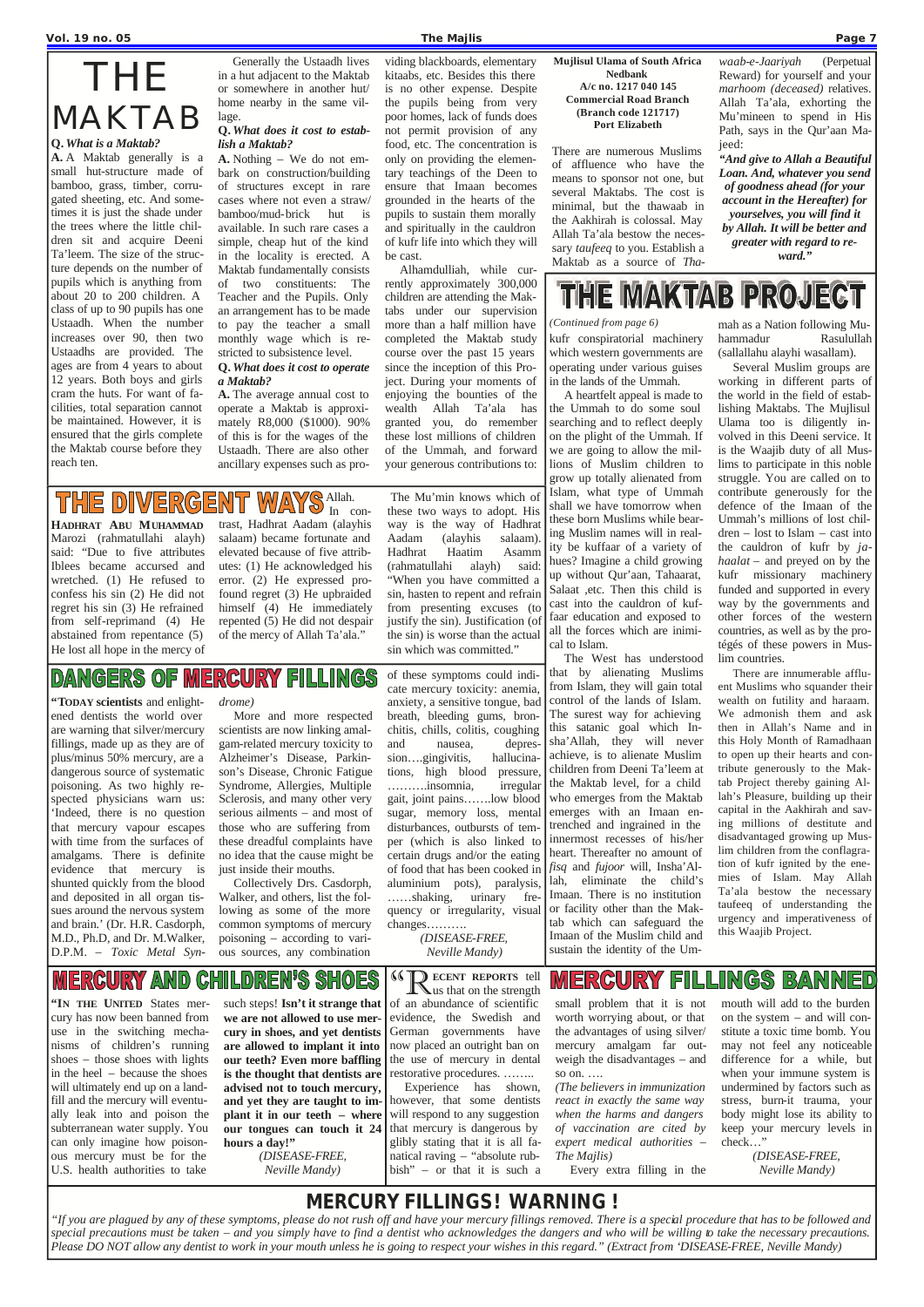# THE MAKTAB

**Q.** *What is a Maktab?*

**A.** A Maktab generally is a small hut-structure made of bamboo, grass, timber, corrugated sheeting, etc. And sometimes it is just the shade under the trees where the little children sit and acquire Deeni Ta'leem. The size of the structure depends on the number of pupils which is anything from about 20 to 200 children. A class of up to 90 pupils has one Ustaadh. When the number increases over 90, then two Ustaadhs are provided. The ages are from 4 years to about 12 years. Both boys and girls cram the huts. For want of facilities, total separation cannot be maintained. However, it is ensured that the girls complete the Maktab course before they reach ten.

Generally the Ustaadh lives in a hut adjacent to the Maktab or somewhere in another hut/home nearby in the same village.

**Q.** *What does it cost to establish a Maktab?*

**A.** Nothing – We do not embark on construction/building of structures except in rare cases where not even a straw/bamboo/mud-brick hut is available. In such rare cases a simple, cheap hut of the kind in the locality is erected. A Maktab fundamentally consists of two constituents: The Teacher and the Pupils. Only an arrangement has to be made to pay the teacher a small monthly wage which is restricted to subsistence level.

**Q.** *What does it cost to operate a Maktab?*

**A.** The average annual cost to operate a Maktab is approximately R8,000 ($1000). 90% of this is for the wages of the Ustaadh. There are also other ancillary expenses such as providing blackboards, elementary kitaabs, etc. Besides this there is no other expense. Despite the pupils being from very poor homes, lack of funds does not permit provision of any food, etc. The concentration is only on providing the elementary teachings of the Deen to ensure that Imaan becomes grounded in the hearts of the pupils to sustain them morally and spiritually in the cauldron of kufr life into which they will be cast.

Alhamdulliah, while currently approximately 300,000 children are attending the Maktabs under our supervision more than a half million have completed the Maktab study course over the past 15 years since the inception of this Project. During your moments of enjoying the bounties of the wealth Allah Ta'ala has granted you, do remember these lost millions of children of the Ummah, and forward your generous contributions to:

**Mujlisul Ulama of South Africa**
**Nedbank**
**A/c no. 1217 040 145**
**Commercial Road Branch**
**(Branch code 121717)**
**Port Elizabeth**

There are numerous Muslims of affluence who have the means to sponsor not one, but several Maktabs. The cost is minimal, but the thawaab in the Aakhirah is colossal. May Allah Ta'ala bestow the necessary *taufeeq* to you. Establish a Maktab as a source of *Thawaab-e-Jaariyah* (Perpetual Reward) for yourself and your *marhoom (deceased)* relatives. Allah Ta'ala, exhorting the Mu'mineen to spend in His Path, says in the Qur'aan Majeed:

***"And give to Allah a Beautiful Loan. And, whatever you send of goodness ahead (for your account in the Hereafter) for yourselves, you will find it by Allah. It will be better and greater with regard to reward."***

# THE MAKTAB PROJECT

*(Continued from page 6)*

kufr conspiratorial machinery which western governments are operating under various guises in the lands of the Ummah.

A heartfelt appeal is made to the Ummah to do some soul searching and to reflect deeply on the plight of the Ummah. If we are going to allow the millions of Muslim children to grow up totally alienated from Islam, what type of Ummah shall we have tomorrow when these born Muslims while bearing Muslim names will in reality be kuffaar of a variety of hues? Imagine a child growing up without Qur'aan, Tahaarat, Salaat ,etc. Then this child is cast into the cauldron of kuffaar education and exposed to all the forces which are inimical to Islam.

The West has understood that by alienating Muslims from Islam, they will gain total control of the lands of Islam. The surest way for achieving this satanic goal which Insha'Allah, they will never achieve, is to alienate Muslim children from Deeni Ta'leem at the Maktab level, for a child who emerges from the Maktab emerges with an Imaan entrenched and ingrained in the innermost recesses of his/her heart. Thereafter no amount of *fisq* and *fujoor* will, Insha'Allah, eliminate the child's Imaan. There is no institution or facility other than the Maktab which can safeguard the Imaan of the Muslim child and sustain the identity of the Ummah as a Nation following Muhammadur Rasulullah (sallallahu alayhi wasallam).

Several Muslim groups are working in different parts of the world in the field of establishing Maktabs. The Mujlisul Ulama too is diligently involved in this Deeni service. It is the Waajib duty of all Muslims to participate in this noble struggle. You are called on to contribute generously for the defence of the Imaan of the Ummah's millions of lost children – lost to Islam – cast into the cauldron of kufr by *jahaalat* – and preyed on by the kufr missionary machinery funded and supported in every way by the governments and other forces of the western countries, as well as by the protégés of these powers in Muslim countries.

There are innumerable affluent Muslims who squander their wealth on futility and haraam. We admonish them and ask then in Allah's Name and in this Holy Month of Ramadhaan to open up their hearts and contribute generously to the Maktab Project thereby gaining Allah's Pleasure, building up their capital in the Aakhirah and saving millions of destitute and disadvantaged growing up Muslim children from the conflagration of kufr ignited by the enemies of Islam. May Allah Ta'ala bestow the necessary taufeeq of understanding the urgency and imperativeness of this Waajib Project.

# THE DIVERGENT WAYS

**HADHRAT ABU MUHAMMAD** Marozi (rahmatullahi alayh) said: "Due to five attributes Iblees became accursed and wretched. (1) He refused to confess his sin (2) He did not regret his sin (3) He refrained from self-reprimand (4) He abstained from repentance (5) He lost all hope in the mercy of Allah. In contrast, Hadhrat Aadam (alayhis salaam) became fortunate and elevated because of five attributes: (1) He acknowledged his error. (2) He expressed profound regret (3) He upbraided himself (4) He immediately repented (5) He did not despair of the mercy of Allah Ta'ala."

The Mu'min knows which of these two ways to adopt. His way is the way of Hadhrat Aadam (alayhis salaam). Hadhrat Haatim Asamm (rahmatullahi alayh) said: "When you have committed a sin, hasten to repent and refrain from presenting excuses (to justify the sin). Justification (of the sin) is worse than the actual sin which was committed."

# DANGERS OF MERCURY FILLINGS

**"TODAY scientists** and enlightened dentists the world over are warning that silver/mercury fillings, made up as they are of plus/minus 50% mercury, are a dangerous source of systematic poisoning. As two highly respected physicians warn us: 'Indeed, there is no question that mercury vapour escapes with time from the surfaces of amalgams. There is definite evidence that mercury is shunted quickly from the blood and deposited in all organ tissues around the nervous system and brain.' (Dr. H.R. Casdorph, M.D., Ph.D, and Dr. M.Walker, D.P.M. – *Toxic Metal Syndrome)*

More and more respected scientists are now linking amalgam-related mercury toxicity to Alzheimer's Disease, Parkinson's Disease, Chronic Fatigue Syndrome, Allergies, Multiple Sclerosis, and many other very serious ailments – and most of those who are suffering from these dreadful complaints have no idea that the cause might be just inside their mouths.

Collectively Drs. Casdorph, Walker, and others, list the following as some of the more common symptoms of mercury poisoning – according to various sources, any combination of these symptoms could indicate mercury toxicity: anemia, anxiety, a sensitive tongue, bad breath, bleeding gums, bronchitis, chills, colitis, coughing and nausea, depression….gingivitis, hallucinations, high blood pressure, ……….insomnia, irregular gait, joint pains…….low blood sugar, memory loss, mental disturbances, outbursts of temper (which is also linked to certain drugs and/or the eating of food that has been cooked in aluminium pots), paralysis, ……shaking, urinary frequency or irregularity, visual changes……….

*(DISEASE-FREE, Neville Mandy)*

# MERCURY AND CHILDREN'S SHOES

**"IN THE UNITED** States mercury has now been banned from use in the switching mechanisms of children's running shoes – those shoes with lights in the heel – because the shoes will ultimately end up on a landfill and the mercury will eventually leak into and poison the subterranean water supply. You can only imagine how poisonous mercury must be for the U.S. health authorities to take such steps! **Isn't it strange that we are not allowed to use mercury in shoes, and yet dentists are allowed to implant it into our teeth? Even more baffling is the thought that dentists are advised not to touch mercury, and yet they are taught to implant it in our teeth – where our tongues can touch it 24 hours a day!"**

*(DISEASE-FREE, Neville Mandy)*

# MERCURY FILLINGS BANNED

**"RECENT REPORTS** tell us that on the strength of an abundance of scientific evidence, the Swedish and German governments have now placed an outright ban on the use of mercury in dental restorative procedures. ……..

Experience has shown, however, that some dentists will respond to any suggestion that mercury is dangerous by glibly stating that it is all fanatical raving – "absolute rubbish" – or that it is such a small problem that it is not worth worrying about, or that the advantages of using silver/mercury amalgam far outweigh the disadvantages – and so on. ….

*(The believers in immunization react in exactly the same way when the harms and dangers of vaccination are cited by expert medical authorities – The Majlis)*

Every extra filling in the mouth will add to the burden on the system – and will constitute a toxic time bomb. You may not feel any noticeable difference for a while, but when your immune system is undermined by factors such as stress, burn-it trauma, your body might lose its ability to keep your mercury levels in check…"

*(DISEASE-FREE, Neville Mandy)*

## MERCURY FILLINGS! WARNING !

*"If you are plagued by any of these symptoms, please do not rush off and have your mercury fillings removed. There is a special procedure that has to be followed and special precautions must be taken – and you simply have to find a dentist who acknowledges the dangers and who will be willing to take the necessary precautions. Please DO NOT allow any dentist to work in your mouth unless he is going to respect your wishes in this regard." (Extract from 'DISEASE-FREE, Neville Mandy)*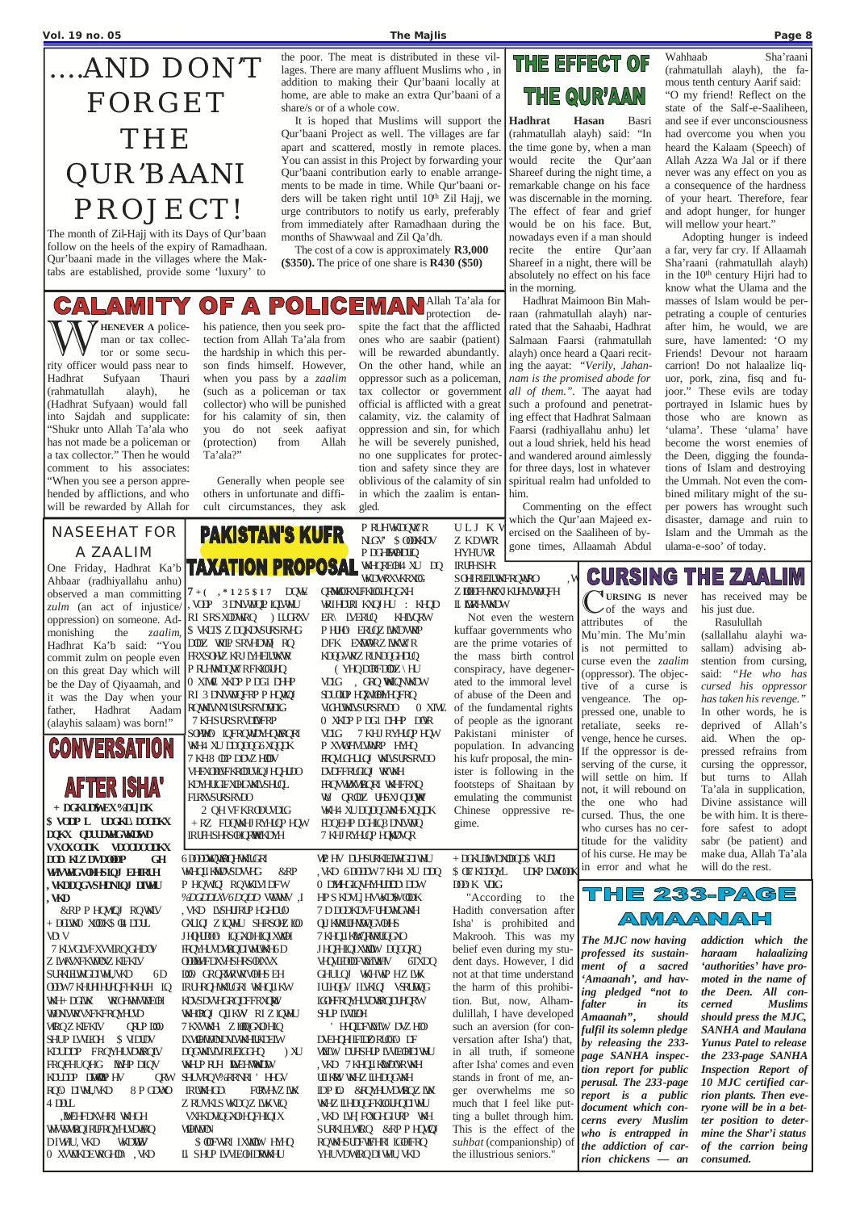# ....AND DON'T FORGET THE QUR'BAANI PROJECT!

The month of Zil-Hajj with its Days of Qur'baan follow on the heels of the expiry of Ramadhaan. Qur'baani made in the villages where the Maktabs are established, provide some 'luxury' to the poor. The meat is distributed in these villages. There are many affluent Muslims who, in addition to making their Qur'baani locally at home, are able to make an extra Qur'baani of a share/s or of a whole cow.

It is hoped that Muslims will support the Qur'baani Project as well. The villages are far apart and scattered, mostly in remote places. You can assist in this Project by forwarding your Qur'baani contribution early to enable arrangements to be made in time. While Qur'baani orders will be taken right until 10th Zil Hajj, we urge contributors to notify us early, preferably from immediately after Ramadhaan during the months of Shawwaal and Zil Qa'dh.

The cost of a cow is approximately **R3,000 ($350).** The price of one share is **R430 ($50)**

# THE EFFECT OF THE QUR'AAN

**Hadhrat Hasan** Basri (rahmatullah alayh) said: "In the time gone by, when a man would recite the Qur'aan Shareef during the night time, a remarkable change on his face was discernable in the morning. The effect of fear and grief would be on his face. But, nowadays even if a man should recite the entire Qur'aan Shareef in a night, there will be absolutely no effect on his face in the morning.

Hadhrat Maimoon Bin Mahraan (rahmatullah alayh) narrated that the Sahaabi, Hadhrat Salmaan Faarsi (rahmatullah alayh) once heard a Qaari reciting the aayat: *"Verily, Jahannam is the promised abode for all of them."*. The aayat had such a profound and penetrating effect that Hadhrat Salmaan Faarsi (radhiyallahu anhu) let out a loud shriek, held his head and wandered around aimlessly for three days, lost in whatever spiritual realm had unfolded to him.

Commenting on the effect which the Qur'aan Majeed exercised on the Saaliheen of bygone times, Allaamah Abdul Wahhaab Sha'raani (rahmatullah alayh), the famous tenth century Aarif said: "O my friend! Reflect on the state of the Salf-e-Saaliheen, and see if ever unconsciousness had overcome you when you heard the Kalaam (Speech) of Allah Azza Wa Jal or if there never was any effect on you as a consequence of the hardness of your heart. Therefore, fear and adopt hunger, for hunger will mellow your heart."

Adopting hunger is indeed a far, very far cry. If Allaamah Sha'raani (rahmatullah alayh) in the 10th century Hijri had to know what the Ulama and the masses of Islam would be perpetrating a couple of centuries after him, he would, we are sure, have lamented: 'O my Friends! Devour not haraam carrion! Do not halaalize liquor, pork, zina, fisq and fujoor." These evils are today portrayed in Islamic hues by those who are known as 'ulama'. These 'ulama' have become the worst enemies of the Deen, digging the foundations of Islam and destroying the Ummah. Not even the combined military might of the super powers has wrought such disaster, damage and ruin to Islam and the Ummah as the ulama-e-soo' of today.

# CALAMITY OF A POLICEMAN

**WHENEVER A** policeman or tax collector or some security officer would pass near to Hadhrat Sufyaan Thauri (rahmatullah alayh), he (Hadhrat Sufyaan) would fall into Sajdah and supplicate: "Shukr unto Allah Ta'ala who has not made be a policeman or a tax collector." Then he would comment to his associates: "When you see a person apprehended by afflictions, and who will be rewarded by Allah for his patience, then you seek protection from Allah Ta'ala from the hardship in which this person finds himself. However, when you pass by a *zaalim* (such as a policeman or tax collector) who will be punished for his calamity of sin, then you do not seek aafiyat (protection) from Allah Ta'ala?"

Generally when people see others in unfortunate and difficult circumstances, they ask Allah Ta'ala for protection despite the fact that the afflicted ones who are saabir (patient) will be rewarded abundantly. On the other hand, while an oppressor such as a policeman, tax collector or government official is afflicted with a great calamity, viz. the calamity of oppression and sin, for which he will be severely punished, no one supplicates for protection and safety since they are oblivious of the calamity of sin in which the zaalim is entangled.

# NASEEHAT FOR A ZAALIM

One Friday, Hadhrat Ka'b Ahbaar (radhiyallahu anhu) observed a man committing *zulm* (an act of injustice/ oppression) on someone. Admonishing the *zaalim*, Hadhrat Ka'b said: "You commit zulm on people even on this great Day which will be the Day of Qiyaamah, and it was the Day when your father, Hadhrat Aadam (alayhis salaam) was born!"

# PAKISTAN'S KUFR TAXATION PROPOSAL

7+( ,*125$17 DQWL-,VODP 3DNLVWDQL PLQLVWHU RI ILQDQFH ... 

Not even the western kuffaar governments who are the prime votaries of the mass birth control conspiracy, have degenerated to the immoral level of abuse of the Deen and of the fundamental rights of people as the ignorant Pakistani minister of population. In advancing his kufr proposal, the minister is following in the footsteps of Shaitaan by emulating the communist Chinese oppressive regime.

# CONVERSATION AFTER ISHA'

+DGKUDW %DVUL ...

"According to the Hadith conversation after Isha' is prohibited and Makrooh. This was my belief even during my student days. However, I did not at that time understand the harm of this prohibition. But, now, Alhamdulillah, I have developed such an aversion (for conversation after Isha') that, in all truth, if someone after Isha' comes and even stands in front of me, anger overwhelms me so much that I feel like putting a bullet through him. This is the effect of the *suhbat* (companionship) of the illustrious seniors."

# CURSING THE ZAALIM

**CURSING IS** never of the ways and attributes of the Mu'min. The Mu'min is not permitted to curse even the *zaalim* (oppressor). The objective of a curse is vengeance. The oppressed one, unable to retaliate, seeks revenge, hence he curses. If the oppressor is deserving of the curse, it will settle on him. If not, it will rebound on the one who had cursed. Thus, the one who curses has no certitude for the validity of his curse. He may be in error and what he has received may be his just due.

Rasulullah (sallallahu alayhi wasallam) advising abstention from cursing, said: *"He who has cursed his oppressor has taken his revenge."* In other words, he is deprived of Allah's aid. When the oppressed refrains from cursing the oppressor, but turns to Allah Ta'ala in supplication, Divine assistance will be with him. It is therefore safest to adopt sabr (be patient) and make dua, Allah Ta'ala will do the rest.

# THE 233-PAGE AMAANAH

***The MJC now having professed its sustainment of a sacred 'Amaanah', and having pledged "not to falter in its Amaanah", should fulfil its solemn pledge by releasing the 233-page SANHA inspection report for public perusal. The 233-page report is a public document which concerns every Muslim who is entrapped in the addiction of carrion chickens — an addiction which the haraam halaalizing 'authorities' have promoted in the name of the Deen. All concerned Muslims should press the MJC, SANHA and Maulana Yunus Patel to release the 233-page SANHA Inspection Report of 10 MJC certified carrion plants. Then everyone will be in a better position to determine the Shar'i status of the carrion being consumed.***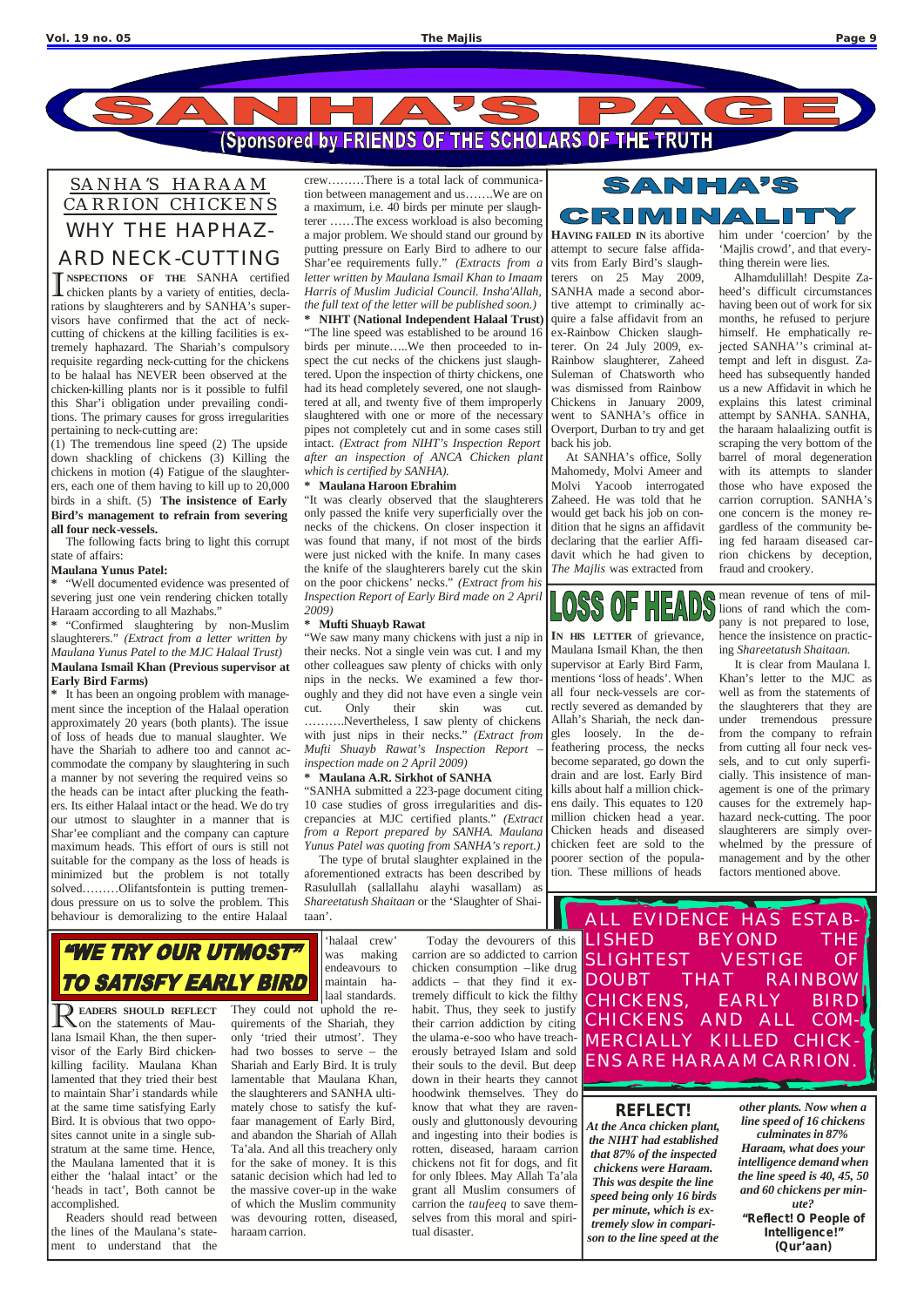# SANHA'S PAGE

(Sponsored by FRIENDS OF THE SCHOLARS OF THE TRUTH)

## SANHA'S HARAAM CARRION CHICKENS WHY THE HAPHAZARD NECK-CUTTING

**INSPECTIONS OF THE** SANHA certified chicken plants by a variety of entities, declarations by slaughterers and by SANHA's supervisors have confirmed that the act of neck-cutting of chickens at the killing facilities is extremely haphazard. The Shariah's compulsory requisite regarding neck-cutting for the chickens to be halaal has NEVER been observed at the chicken-killing plants nor is it possible to fulfil this Shar'i obligation under prevailing conditions. The primary causes for gross irregularities pertaining to neck-cutting are:

(1) The tremendous line speed (2) The upside down shackling of chickens (3) Killing the chickens in motion (4) Fatigue of the slaughterers, each one of them having to kill up to 20,000 birds in a shift. (5) **The insistence of Early Bird's management to refrain from severing all four neck-vessels.**

The following facts bring to light this corrupt state of affairs:

**Maulana Yunus Patel:**

* "Well documented evidence was presented of severing just one vein rendering chicken totally Haraam according to all Mazhabs."

* "Confirmed slaughtering by non-Muslim slaughterers." *(Extract from a letter written by Maulana Yunus Patel to the MJC Halaal Trust)*

**Maulana Ismail Khan (Previous supervisor at Early Bird Farms)**

* It has been an ongoing problem with management since the inception of the Halaal operation approximately 20 years (both plants). The issue of loss of heads due to manual slaughter. We have the Shariah to adhere too and cannot accommodate the company by slaughtering in such a manner by not severing the required veins so the heads can be intact after plucking the feathers. Its either Halaal intact or the head. We do try our utmost to slaughter in a manner that is Shar'ee compliant and the company can capture maximum heads. This effort of ours is still not suitable for the company as the loss of heads is minimized but the problem is not totally solved.........Olifantsfontein is putting tremendous pressure on us to solve the problem. This behaviour is demoralizing to the entire Halaal crew.........There is a total lack of communication between management and us.......We are on a maximum, i.e. 40 birds per minute per slaughterer ......The excess workload is also becoming a major problem. We should stand our ground by putting pressure on Early Bird to adhere to our Shar'ee requirements fully." *(Extracts from a letter written by Maulana Ismail Khan to Imaam Harris of Muslim Judicial Council. Insha'Allah, the full text of the letter will be published soon.)*

* **NIHT (National Independent Halaal Trust)** "The line speed was established to be around 16 birds per minute.....We then proceeded to inspect the cut necks of the chickens just slaughtered. Upon the inspection of thirty chickens, one had its head completely severed, one not slaughtered at all, and twenty five of them improperly slaughtered with one or more of the necessary pipes not completely cut and in some cases still intact. *(Extract from NIHT's Inspection Report after an inspection of ANCA Chicken plant which is certified by SANHA).*

* **Maulana Haroon Ebrahim**

"It was clearly observed that the slaughterers only passed the knife very superficially over the necks of the chickens. On closer inspection it was found that many, if not most of the birds were just nicked with the knife. In many cases the knife of the slaughterers barely cut the skin on the poor chickens' necks." *(Extract from his Inspection Report of Early Bird made on 2 April 2009)*

* **Mufti Shuayb Rawat**

"We saw many many chickens with just a nip in their necks. Not a single vein was cut. I and my other colleagues saw plenty of chicks with only nips in the necks. We examined a few thoroughly and they did not have even a single vein cut. Only their skin was cut. ..........Nevertheless, I saw plenty of chickens with just nips in their necks." *(Extract from Mufti Shuayb Rawat's Inspection Report – inspection made on 2 April 2009)*

* **Maulana A.R. Sirkhot of SANHA**

"SANHA submitted a 223-page document citing 10 case studies of gross irregularities and discrepancies at MJC certified plants." *(Extract from a Report prepared by SANHA. Maulana Yunus Patel was quoting from SANHA's report.)*

The type of brutal slaughter explained in the aforementioned extracts has been described by Rasulullah (sallallahu alayhi wasallam) as *Shareetatush Shaitaan* or the 'Slaughter of Shaitaan'.

## SANHA'S CRIMINALITY

**HAVING FAILED IN** its abortive attempt to secure false affidavits from Early Bird's slaughterers on 25 May 2009, SANHA made a second abortive attempt to criminally acquire a false affidavit from an ex-Rainbow Chicken slaughterer. On 24 July 2009, ex-Rainbow slaughterer, Zaheed Suleman of Chatsworth who was dismissed from Rainbow Chickens in January 2009, went to SANHA's office in Overport, Durban to try and get back his job.

At SANHA's office, Solly Mahomedy, Molvi Ameer and Molvi Yacoob interrogated Zaheed. He was told that he would get back his job on condition that he signs an affidavit declaring that the earlier Affidavit which he had given to *The Majlis* was extracted from him under 'coercion' by the 'Majlis crowd', and that everything therein were lies.

Alhamdulillah! Despite Zaheed's difficult circumstances having been out of work for six months, he refused to perjure himself. He emphatically rejected SANHA''s criminal attempt and left in disgust. Zaheed has subsequently handed us a new Affidavit in which he explains this latest criminal attempt by SANHA. SANHA, the haraam halaalizing outfit is scraping the very bottom of the barrel of moral degeneration with its attempts to slander those who have exposed the carrion corruption. SANHA's one concern is the money regardless of the community being fed haraam diseased carrion chickens by deception, fraud and crookery.

## LOSS OF HEADS

**IN HIS LETTER** of grievance, Maulana Ismail Khan, the then supervisor at Early Bird Farm, mentions 'loss of heads'. When all four neck-vessels are correctly severed as demanded by Allah's Shariah, the neck dangles loosely. In the de-feathering process, the necks become separated, go down the drain and are lost. Early Bird kills about half a million chickens daily. This equates to 120 million chicken head a year. Chicken heads and diseased chicken feet are sold to the poorer section of the population. These millions of heads mean revenue of tens of millions of rand which the company is not prepared to lose, hence the insistence on practicing *Shareetatush Shaitaan.*

It is clear from Maulana I. Khan's letter to the MJC as well as from the statements of the slaughterers that they are under tremendous pressure from the company to refrain from cutting all four neck vessels, and to cut only superficially. This insistence of management is one of the primary causes for the extremely haphazard neck-cutting. The poor slaughterers are simply overwhelmed by the pressure of management and by the other factors mentioned above.

## "WE TRY OUR UTMOST" TO SATISFY EARLY BIRD

**READERS SHOULD REFLECT** on the statements of Maulana Ismail Khan, the then supervisor of the Early Bird chicken-killing facility. Maulana Khan lamented that they tried their best to maintain Shar'i standards while at the same time satisfying Early Bird. It is obvious that two opposites cannot unite in a single substratum at the same time. Hence, the Maulana lamented that it is either the 'halaal intact' or the 'heads in tact', Both cannot be accomplished.

Readers should read between the lines of the Maulana's statement to understand that the 'halaal crew' was making endeavours to maintain halaal standards. They could not uphold the requirements of the Shariah, they only 'tried their utmost'. They had two bosses to serve – the Shariah and Early Bird. It is truly lamentable that Maulana Khan, the slaughterers and SANHA ultimately chose to satisfy the kuffaar management of Early Bird, and abandon the Shariah of Allah Ta'ala. And all this treachery only for the sake of money. It is this satanic decision which had led to the massive cover-up in the wake of which the Muslim community was devouring rotten, diseased, haraam carrion.

Today the devourers of this carrion are so addicted to carrion chicken consumption –like drug addicts – that they find it extremely difficult to kick the filthy habit. Thus, they seek to justify their carrion addiction by citing the ulama-e-soo who have treacherously betrayed Islam and sold their souls to the devil. But deep down in their hearts they cannot hoodwink themselves. They do know that what they are ravenously and gluttonously devouring and ingesting into their bodies is rotten, diseased, haraam carrion chickens not fit for dogs, and fit for only Iblees. May Allah Ta'ala grant all Muslim consumers of carrion the *taufeeq* to save themselves from this moral and spiritual disaster.

**ALL EVIDENCE HAS ESTABLISHED BEYOND THE SLIGHTEST VESTIGE OF DOUBT THAT RAINBOW CHICKENS, EARLY BIRD CHICKENS AND ALL COMMERCIALLY KILLED CHICKENS ARE HARAAM CARRION.**

### REFLECT!

***At the Anca chicken plant, the NIHT had established that 87% of the inspected chickens were Haraam. This was despite the line speed being only 16 birds per minute, which is extremely slow in comparison to the line speed at the other plants. Now when a line speed of 16 chickens culminates in 87% Haraam, what does your intelligence demand when the line speed is 40, 45, 50 and 60 chickens per minute?***

**"Reflect! O People of Intelligence!" (Qur'aan)**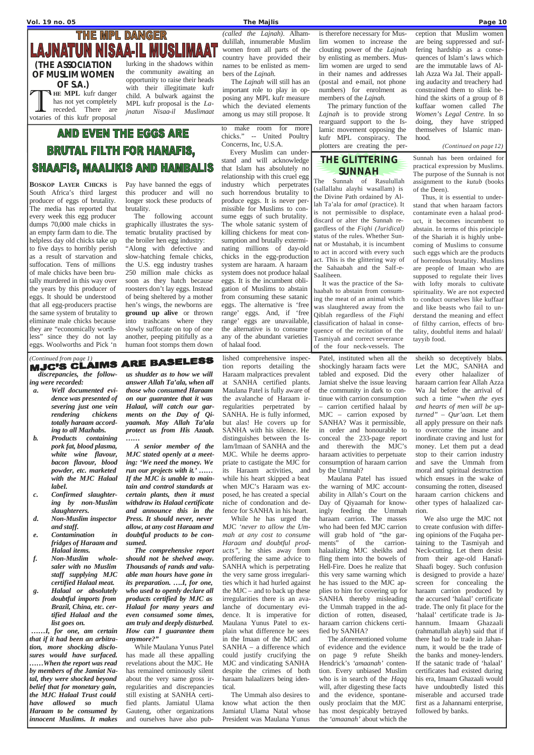# THE MPL DANGER

## LAJNATUN NISAA-IL MUSLIMAAT

### (THE ASSOCIATION OF MUSLIM WOMEN OF S.A.)

**THE MPL** kufr danger has not yet completely receded. There are votaries of this kufr proposal lurking in the shadows within the community awaiting an opportunity to raise their heads with their illegitimate kufr child. A bulwark against the MPL kufr proposal is the *Lajnatun Nisaa-il Muslimaat (called the Lajnah)*. Alhamdulillah, innumerable Muslim women from all parts of the country have provided their names to be enlisted as members of the *Lajnah.*

The *Lajnah* will still has an important role to play in opposing any MPL kufr measure which the deviated elements among us may still propose. It is therefore necessary for Muslim women to increase the clouting power of the *Lajnah* by enlisting as members. Muslim women are urged to send in their names and addresses (postal and e-mail, not phone numbers) for enrolment as members of the *Lajnah.*

The primary function of the *Lajnah* is to provide strong rearguard support to the Islamic movement opposing the kufr MPL conspiracy. The plotters are creating the perception that Muslim women are being suppressed and suffering hardship as a consequences of Islam's laws which are the immutable laws of Allah Azza Wa Jal. Their appalling audacity and treachery had constrained them to slink behind the skirts of a group of 8 kuffaar women called *The Women's Legal Centre.* In so doing, they have stripped themselves of Islamic manhood.

*(Continued on page 12)*

## AND EVEN THE EGGS ARE BRUTAL FILTH FOR HANAFIS, SHAAFIS, MAALIKIS AND HAMBALIS

**BOSKOP LAYER CHICKS** is South Africa's third largest producer of eggs of brutality. The media has reported that every week this egg producer dumps 70,000 male chicks in an empty farm dam to die. The helpless day old chicks take up to five days to horribly perish as a result of starvation and suffocation. Tens of millions of male chicks have been brutally murdered in this way over the years by this producer of eggs. It should be understood that all egg-producers practise the same system of brutality to eliminate male chicks because they are "economically worthless" since they do not lay eggs. Woolworths and Pick 'n Pay have banned the eggs of this producer and will no longer stock these products of brutality.

The following account graphically illustrates the systematic brutality practised by the broiler hen egg industry:

"Along with defective and slow-hatching female chicks, the U.S. egg industry trashes 250 million male chicks as soon as they hatch because roosters don't lay eggs. Instead of being sheltered by a mother hen's wings, the newborns are **ground up alive** or thrown into trashcans where they slowly suffocate on top of one another, peeping pitifully as a human foot stomps them down to make room for more chicks." -- United Poultry Concerns, Inc, U.S.A.

Every Muslim can understand and will acknowledge that Islam has absolutely no relationship with this cruel egg industry which perpetrates such horrendous brutality to produce eggs. It is never permissible for Muslims to consume eggs of such brutality. The whole satanic system of killing chickens for meat consumption and brutally exterminating millions of day-old chicks in the egg-production system are haraam. A haraam system does not produce halaal eggs. It is the incumbent obligation of Muslims to abstain from consuming these satanic eggs. The alternative is 'free range' eggs. And, if 'free range' eggs are unavailable, the alternative is to consume any of the abundant varieties of halaal food.

## THE GLITTERING SUNNAH

The Sunnah of Rasulullah (sallallahu alayhi wasallam) is the Divine Path ordained by Allah Ta'ala for *amal* (practice). It is not permissible to displace, discard or alter the Sunnah regardless of the *Fiqhi (Juridical)* status of the rules. Whether Sunnat or Mustahab, it is incumbent to act in accord with every such act. This is the glittering way of the Sahaabah and the Salf-e-Saaliheen.

It was the practice of the Sahaabah to abstain from consuming the meat of an animal which was slaughtered away from the Qiblah regardless of the *Fiqhi* classification of halaal in consequence of the recitation of the Tasmiyah and correct severance of the four neck-vessels. The Sunnah has been ordained for practical expression by Muslims. The purpose of the Sunnah is not assignment to the *kutub* (books of the Deen).

Thus, it is essential to understand that when haraam factors contaminate even a halaal product, it becomes incumbent to abstain. In terms of this principle of the Shariah it is highly unbecoming of Muslims to consume such eggs which are the products of horrendous brutality. Muslims are people of Imaan who are supposed to regulate their lives with lofty morals to cultivate spirituality. We are not expected to conduct ourselves like kuffaar and like beasts who fail to understand the meaning and effect of filthy carrion, effects of brutality, doubtful items and halaal/tayyib food.

*(Continued from page 1)*

## MJC'S CLAIMS ARE BASELESS

*discrepancies, the following were recorded:*

- ***a. Well documented evidence was presented of severing just one vein rendering chickens totally haraam according to all Mazhabs.***
- ***b. Products containing pork fat, blood plasma, white wine flavour, bacon flavour, blood powder, etc. marketed with the MJC Halaal label.***
- ***c. Confirmed slaughtering by non-Muslim slaughterers.***
- ***d. Non-Muslim inspector and staff.***
- ***e. Contamination in fridges of Haraam and Halaal items.***
- ***f. Non-Muslim wholesaler with no Muslim staff supplying MJC certified Halaal meat.***
- ***g. Halaal or absolutely doubtful imports from Brazil, China, etc. certified Halaal and the list goes on.***

***……I, for one, am certain that if it had been an arbitration, more shocking disclosures would have surfaced. ……When the report was read by members of the Jamiat Natal, they were shocked beyond belief that for monetary gain, the MJC Halaal Trust could have allowed so much Haraam to be consumed by innocent Muslims. It makes us shudder as to how we will answer Allah Ta'ala, when all those who consumed Haraam on our guarantee that it was Halaal, will catch our garments on the Day of Qiyaamah. May Allah Ta'ala protect us from His Azaab. ……***

***A senior member of the MJC stated openly at a meeting: 'We need the money. We run our projects with it.' …… If the MJC is unable to maintain and control standards at certain plants, then it must withdraw its Halaal certificate and announce this in the Press. It should never, never allow, at any cost Haraam and doubtful products to be consumed.***

***The comprehensive report should not be shelved away. Thousands of rands and valuable man hours have gone in its preparation. ….I, for one, who used to openly declare all products certified by MJC as Halaal for many years and even consumed some times, am truly and deeply disturbed. How can I guarantee them anymore?"***

While Maulana Yunus Patel has made all these appalling revelations about the MJC. He has remained ominously silent about the very same gross irregularities and discrepancies still existing at SANHA certified plants. Jamiatul Ulama Gauteng, other organizations and ourselves have also published comprehensive inspection reports detailing the Haraam malpractices prevalent at SANHA certified plants. Maulana Patel is fully aware of the avalanche of Haraam irregularities perpetrated by SANHA. He is fully informed, but alas! He covers up for SANHA with his silence. He distinguishes between the Islam/Imaan of SANHA and the MJC. While he deems appropriate to castigate the MJC for its Haraam activities, and while his heart skipped a beat when MJC's Haraam was exposed, he has created a special niche of condonation and defence for SANHA in his heart.

While he has urged the MJC *'never to allow the Ummah at any cost to consume Haraam and doubtful products"*, he shies away from proffering the same advice to SANHA which is perpetrating the very same gross irregularities which it had hurled against the MJC – and to back up these irregularities there is an avalanche of documentary evidence. It is imperative for Maulana Yunus Patel to explain what difference he sees in the Imaan of the MJC and SANHA – a difference which could justify crucifying the MJC and vindicating SANHA despite the crimes of both haraam halaalizers being identical.

The Ummah also desires to know what action the then Jamiatul Ulama Natal whose President was Maulana Yunus Patel, instituted when all the shockingly haraam facts were tabled and exposed. Did the Jamiat shelve the issue leaving the community in dark to continue with carrion consumption – carrion certified halaal by MJC – carrion exposed by SANHA? Was it permissible, in order and honourable to conceal the 233-page report and therewith the MJC's haraam activities to perpetuate consumption of haraam carrion by the Ummah?

Maulana Patel has issued the warning of MJC accountability in Allah's Court on the Day of Qiyaamah for knowingly feeding the Ummah haraam carrion. The masses who had been fed MJC carrion will grab hold of "the garments" of the carrion-halaalizing MJC sheikhs and fling them into the bowels of Hell-Fire. Does he realize that this very same warning which he has issued to the MJC applies to him for covering up for SANHA thereby misleading the Ummah trapped in the addiction of rotten, diseased, haraam carrion chickens certified by SANHA?

The aforementioned volume of evidence and the evidence on page 9 refute Sheikh Hendrick's *'amaanah'* contention. Every unbiased Muslim who is in search of the *Haqq* will, after digesting these facts and the evidence, spontaneously proclaim that the MJC has most despicably betrayed the *'amaanah'* about which the sheikh so deceptively blabs. Let the MJC, SANHA and every other halaalizer of haraam carrion fear Allah Azza Wa Jal before the arrival of such a time *"when the eyes and hearts of men will be upturned" – Qur'aan.* Let them all apply pressure on their nafs to overcome the insane and inordinate craving and lust for money. Let them put a dead stop to their carrion industry and save the Ummah from moral and spiritual destruction which ensues in the wake of consuming the rotten, diseased haraam carrion chickens and other types of halaalized carrion.

We also urge the MJC not to create confusion with differing opinions of the Fuqaha pertaining to the Tasmiyah and Neck-cutting. Let them desist from their age-old Hanafi-Shaafi bogey. Such confusion is designed to provide a haze/screen for concealing the haraam carrion produced by the accursed 'halaal' certificate trade. The only fit place for the 'halaal' certificate trade is Jahannum. Imaam Ghazaali (rahmatullah alayh) said that if there had to be trade in Jahannum, it would be the trade of the banks and money-lenders. If the satanic trade of 'halaal' certificates had existed during his era, Imaam Ghazaali would have undoubtedly listed this miserable and accursed trade first as a Jahannami enterprise, followed by banks.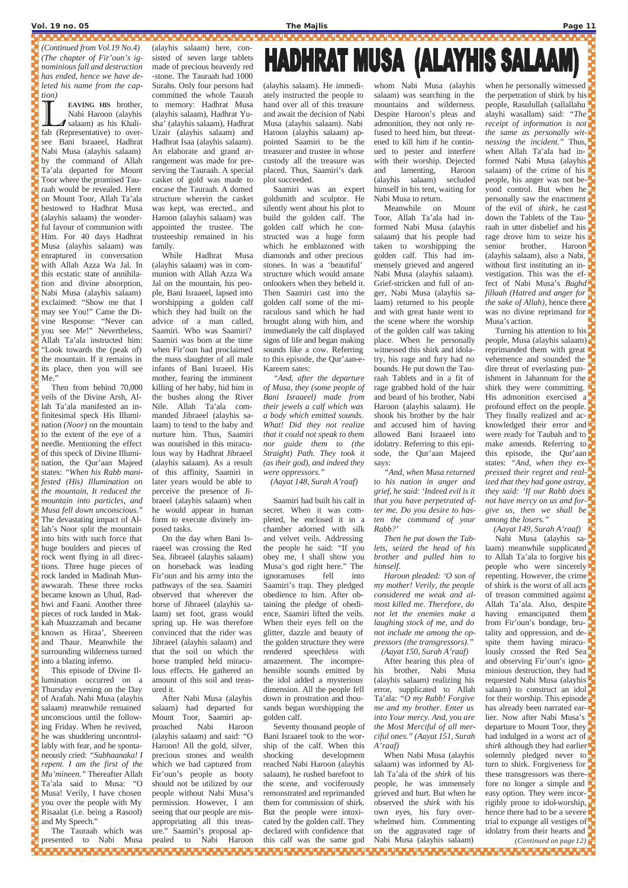# HADHRAT MUSA (ALAYHIS SALAAM)

*(Continued from Vol.19 No.4)*
*(The chapter of Fir'oun's ignominious fall and destruction has ended, hence we have deleted his name from the caption)*

**LEAVING HIS** brother, Nabi Haroon (alayhis salaam) as his Khalifah (Representative) to oversee Bani Israaeel, Hadhrat Nabi Musa (alayhis salaam) by the command of Allah Ta'ala departed for Mount Toor where the promised Tauraah would be revealed. Here on Mount Toor, Allah Ta'ala bestowed to Hadhrat Musa (alayhis salaam) the wonderful favour of communion with Him. For 40 days Hadhrat Musa (alayhis salaam) was enraptured in conversation with Allah Azza Wa Jal. In this ecstatic state of annihilation and divine absorption, Nabi Musa (alayhis salaam) exclaimed: "Show me that I may see You!" Came the Divine Response: "Never can you see Me!" Nevertheless, Allah Ta'ala instructed him: "Look towards the (peak of) the mountain. If it remains in its place, then you will see Me."

Then from behind 70,000 veils of the Divine Arsh, Allah Ta'ala manifested an infinitesimal speck His Illumination *(Noor)* on the mountain to the extent of the eye of a needle. Mentioning the effect of this speck of Divine Illumination, the Qur'aan Majeed states: *"When his Rabb manifested (His) Illumination on the mountain, It reduced the mountain into particles, and Musa fell down unconscious."* The devastating impact of Allah's Noor split the mountain into bits with such force that huge boulders and pieces of rock went flying in all directions. Three huge pieces of rock landed in Madinah Munawwarah. These three rocks became known as Uhud, Radhwi and Faani. Another three pieces of rock landed in Makkah Muazzamah and became known as Hiraa', Sheereen and Thaur. Meanwhile the surrounding wilderness turned into a blazing inferno.

This episode of Divine Illumination occurred on a Thursday evening on the Day of Arafah. Nabi Musa (alayhis salaam) meanwhile remained unconscious until the following Friday. When he revived, he was shuddering uncontrollably with fear, and he spontaneously cried: *"Subhaanaka! I repent. I am the first of the Mu'mineen."* Thereafter Allah Ta'ala said to Musa: "O Musa! Verily, I have chosen you over the people with My Risaalat (i.e. being a Rasool) and My Speech."

The Tauraah which was presented to Nabi Musa (alayhis salaam) here, consisted of seven large tablets made of precious heavenly red -stone. The Tauraah had 1000 Surahs. Only four persons had committed the whole Taurah to memory: Hadhrat Musa (alayhis salaam), Hadhrat Yusha' (alayhis salaam), Hadhrat Uzair (alayhis salaam) and Hadhrat Isaa (alayhis salaam). An elaborate and grand arrangement was made for preserving the Tauraah. A special casket of gold was made to encase the Tauraah. A domed structure wherein the casket was kept, was erected., and Haroon (alayhis salaam) was appointed the trustee. The trusteeship remained in his family.

While Hadhrat Musa (alayhis salaam) was in communion with Allah Azza Wa Jal on the mountain, his people, Bani Israaeel, lapsed into worshipping a golden calf which they had built on the advice of a man called, Saamiri. Who was Saamiri? Saamiri was born at the time when Fir'oun had proclaimed the mass slaughter of all male infants of Bani Israeel. His mother, fearing the imminent killing of her baby, hid him in the bushes along the River Nile. Allah Ta'ala commanded Jibraeel (alayhis salaam) to tend to the baby and nurture him. Thus, Saamiri was nourished in this miraculous way by Hadhrat Jibraeel (alayhis salaam). As a result of this affinity, Saamiri in later years would be able to perceive the presence of Jibraeel (alayhis salaam) when he would appear in human form to execute divinely imposed tasks.

On the day when Bani Israaeel was crossing the Red Sea, Jibraeel (alayhis salaam) on horseback was leading Fir'oun and his army into the pathways of the sea. Saamiri observed that wherever the horse of Jibraeel (alayhis salaam) set foot, grass would spring up. He was therefore convinced that the rider was Jibraeel (alayhis salaam) and that the soil on which the horse trampled held miraculous effects. He gathered an amount of this soil and treasured it.

After Nabi Musa (alayhis salaam) had departed for Mount Toor, Saamiri approached Nabi Haroon (alayhis salaam) and said: "O Haroon! All the gold, silver, precious stones and wealth which we had captured from Fir'oun's people as booty should not be utilized by our people without Nabi Musa's permission. However, I am seeing that our people are misappropriating all this treasure." Saamiri's proposal appealed to Nabi Haroon (alayhis salaam). He immediately instructed the people to hand over all of this treasure and await the decision of Nabi Musa (alayhis salaam). Nabi Haroon (alayhis salaam) appointed Saamiri to be the treasurer and trustee in whose custody all the treasure was placed. Thus, Saamiri's dark plot succeeded.

Saamiri was an expert goldsmith and sculptor. He silently went about his plot to build the golden calf. The golden calf which he constructed was a huge form which he emblazoned with diamonds and other precious stones. In was a 'beautiful' structure which would amaze onlookers when they beheld it. Then Saamiri cast into the golden calf some of the miraculous sand which he had brought along with him, and immediately the calf displayed signs of life and began making sounds like a cow. Referring to this episode, the Qur'aan-e-Kareem sates:

*"And, after the departure of Musa, they (some people of Bani Israaeel) made from their jewels a calf which was a body which emitted sounds. What! Did they not realize that it could not speak to them nor guide them to (the Straight) Path. They took it (as their god), and indeed they were oppressors."*

*(Aayat 148, Surah A'raaf)*

Saamiri had built his calf in secret. When it was completed, he enclosed it in a chamber adorned with silk and velvet veils. Addressing the people he said: "If you obey me, I shall show you Musa's god right here." The ignoramuses fell into Saamiri's trap. They pledged obedience to him. After obtaining the pledge of obedience, Saamiri lifted the veils. When their eyes fell on the glitter, dazzle and beauty of the golden structure they were rendered speechless with amazement. The incomprehensible sounds emitted by the idol added a mysterious dimension. All the people fell down in prostration and thousands began worshipping the golden calf.

Seventy thousand people of Bani Israaeel took to the worship of the calf. When this shocking development reached Nabi Haroon (alayhis salaam), he rushed barefoot to the scene, and vociferously remonstrated and reprimanded them for commission of shirk. But the people were intoxicated by the golden calf. They declared with confidence that this calf was the same god whom Nabi Musa (alayhis salaam) was searching in the mountains and wilderness. Despite Haroon's pleas and admonition, they not only refused to heed him, but threatened to kill him if he continued to pester and interfere with their worship. Dejected and lamenting, Haroon (alayhis salaam) secluded himself in his tent, waiting for Nabi Musa to return.

Meanwhile on Mount Toor, Allah Ta'ala had informed Nabi Musa (alayhis salaam) that his people had taken to worshipping the golden calf. This had immensely grieved and angered Nabi Musa (alayhis salaam). Grief-stricken and full of anger, Nabi Musa (alayhis salaam) returned to his people and with great haste went to the scene where the worship of the golden calf was taking place. When he personally witnessed this shirk and idolatry, his rage and fury had no bounds. He put down the Tauraah Tablets and in a fit of rage grabbed hold of the hair and beard of his brother, Nabi Haroon (alayhis salaam). He shook his brother by the hair and accused him of having allowed Bani Israaeel into idolatry. Referring to this episode, the Qur'aan Majeed says:

*"And, when Musa returned to his nation in anger and grief, he said: 'Indeed evil is it that you have perpetrated after me. Do you desire to hasten the command of your Rabb?'*

*Then he put down the Tablets, seized the head of his brother and pulled him to himself.*

*Haroon pleaded: 'O son of my mother! Verily, the people considered me weak and almost killed me. Therefore, do not let the enemies make a laughing stock of me, and do not include me among the oppressors (the transgressors)."*

*(Aayat 150, Surah A'raaf)*

After hearing this plea of his brother, Nabi Musa (alayhis salaam) realizing his error, supplicated to Allah Ta'ala: *"O my Rabb! Forgive me and my brother. Enter us into Your mercy. And, you are the Most Merciful of all merciful ones." (Aayat 151, Surah A'raaf)*

When Nabi Musa (alayhis salaam) was informed by Allah Ta'ala of the *shirk* of his people, he was immensely grieved and hurt. But when he observed the *shirk* with his own eyes, his fury overwhelmed him. Commenting on the aggravated rage of Nabi Musa (alayhis salaam) when he personally witnessed the perpetration of shirk by his people, Rasulullah (sallallahu alayhi wasallam) said: *"The receipt of information is not the same as personally witnessing the incident."* Thus, when Allah Ta'ala had informed Nabi Musa (alayhis salaam) of the crime of his people, his anger was not beyond control. But when he personally saw the enactment of the evil of *shirk*, he cast down the Tablets of the Tauraah in utter disbelief and his rage drove him to seize his senior brother, Haroon (alayhis salaam), also a Nabi, without first instituting an investigation. This was the effect of Nabi Musa's *Bughd fillaah (Hatred and anger for the sake of Allah)*, hence there was no divine reprimand for Musa's action.

Turning his attention to his people, Musa (alayhis salaam) reprimanded them with great vehemence and sounded the dire threat of everlasting punishment in Jahannum for the shirk they were committing. His admonition exercised a profound effect on the people. They finally realized and acknowledged their error and were ready for Taubah and to make amends. Referring to this episode, the Qur'aan states: *"And, when they expressed their regret and realized that they had gone astray, they said: 'If our Rabb does not have mercy on us and forgive us, then we shall be among the losers."*

*(Aayat 149, Surah A'raaf)*

Nabi Musa (alayhis salaam) meanwhile supplicated to Allah Ta'ala to forgive his people who were sincerely repenting. However, the crime of shirk is the worst of all acts of treason committed against Allah Ta'ala. Also, despite having emancipated them from Fir'oun's bondage, brutality and oppression, and despite them having miraculously crossed the Red Sea and observing Fir'oun's ignominious destruction, they had requested Nabi Musa (alayhis salaam) to construct an idol for their worship. This episode has already been narrated earlier. Now after Nabi Musa's departure to Mount Toor, they had indulged in a worst act of *shirk* although they had earlier solemnly pledged never to turn to shirk. Forgiveness for these transgressors was therefore no longer a simple and easy option. They were incorrigibly prone to idol-worship, hence there had to be a severe trial to expunge all vestiges of idolatry from their hearts and

*(Continued on page 12)*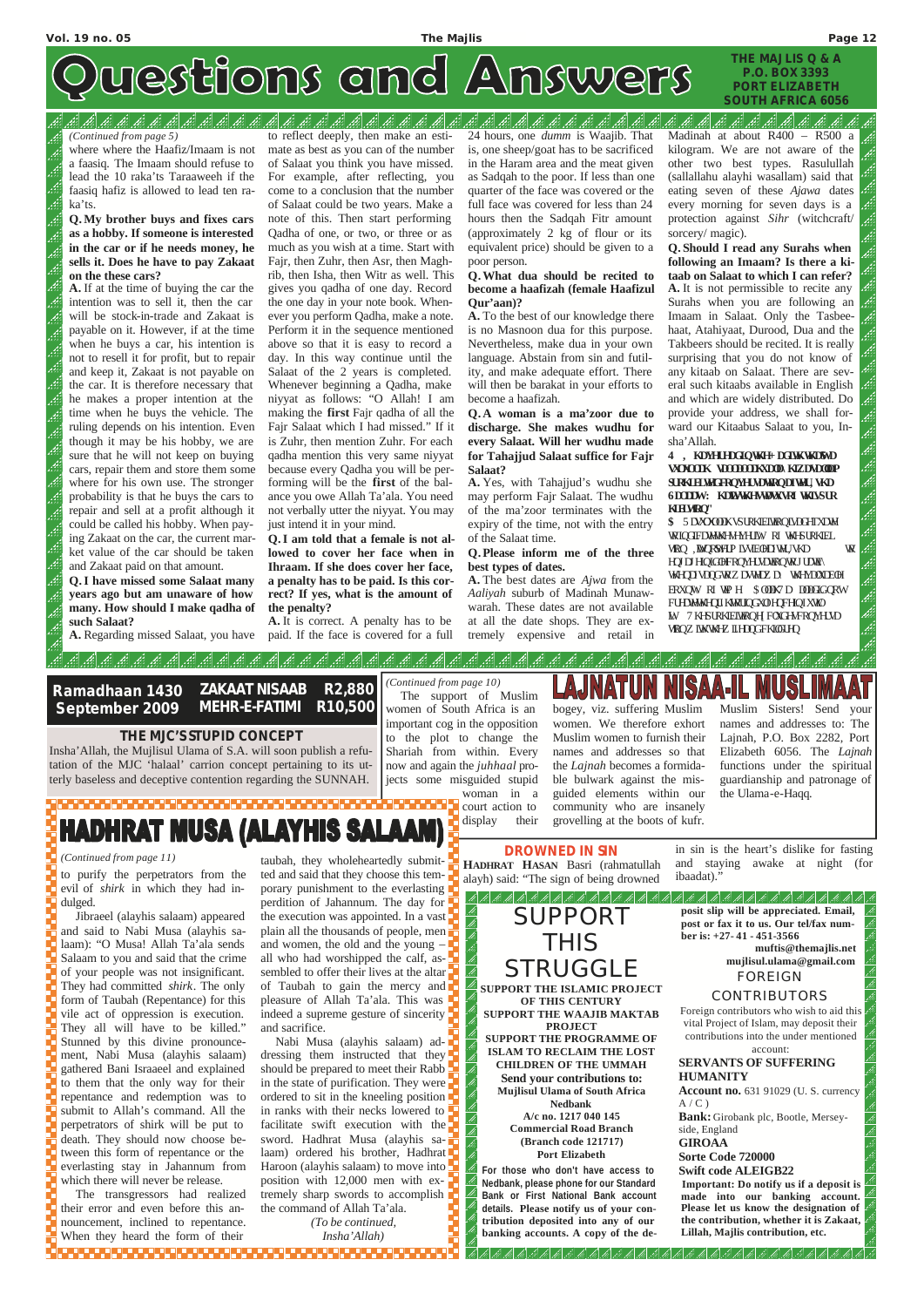# Questions and Answers

**THE MAJLIS Q & A**
**P.O. BOX 3393**
**PORT ELIZABETH**
**SOUTH AFRICA 6056**

*(Continued from page 5)*

where where the Haafiz/Imaam is not a faasiq. The Imaam should refuse to lead the 10 raka'ts Taraaweeh if the faasiq hafiz is allowed to lead ten raka'ts.

**Q. My brother buys and fixes cars as a hobby. If someone is interested in the car or if he needs money, he sells it. Does he have to pay Zakaat on these cars?**

**A.** If at the time of buying the car the intention was to sell it, then the car will be stock-in-trade and Zakaat is payable on it. However, if at the time when he buys a car, his intention is not to resell it for profit, but to repair and keep it, Zakaat is not payable on the car. It is therefore necessary that he makes a proper intention at the time when he buys the vehicle. The ruling depends on his intention. Even though it may be his hobby, we are sure that he will not keep on buying cars, repair them and store them some where for his own use. The stronger probability is that he buys the cars to repair and sell at a profit although it could be called his hobby. When paying Zakaat on the car, the current market value of the car should be taken and Zakaat paid on that amount.

**Q. I have missed some Salaat many years ago but am unaware of how many. How should I make qadha of such Salaat?**

**A.** Regarding missed Salaat, you have to reflect deeply, then make an estimate as best as you can of the number of Salaat you think you have missed. For example, after reflecting, you come to a conclusion that the number of Salaat could be two years. Make a note of this. Then start performing Qadha of one, or two, or three or as much as you wish at a time. Start with Fajr, then Zuhr, then Asr, then Maghrib, then Isha, then Witr as well. This gives you qadha of one day. Record the one day in your note book. Whenever you perform Qadha, make a note. Perform it in the sequence mentioned above so that it is easy to record a day. In this way continue until the Salaat of the 2 years is completed. Whenever beginning a Qadha, make niyyat as follows: "O Allah! I am making the **first** Fajr qadha of all the Fajr Salaat which I had missed." If it is Zuhr, then mention Zuhr. For each qadha mention this very same niyyat because every Qadha you will be performing will be the **first** of the balance you owe Allah Ta'ala. You need not verbally utter the niyyat. You may just intend it in your mind.

**Q. I am told that a female is not allowed to cover her face when in Ihraam. If she does cover her face, a penalty has to be paid. Is this correct? If yes, what is the amount of the penalty?**

**A.** It is correct. A penalty has to be paid. If the face is covered for a full 24 hours, one *dumm* is Waajib. That is, one sheep/goat has to be sacrificed in the Haram area and the meat given as Sadqah to the poor. If less than one quarter of the face was covered or the full face was covered for less than 24 hours then the Sadqah Fitr amount (approximately 2 kg of flour or its equivalent price) should be given to a poor person.

**Q. What dua should be recited to become a haafizah (female Haafizul Qur'aan)?**

**A.** To the best of our knowledge there is no Masnoon dua for this purpose. Nevertheless, make dua in your own language. Abstain from sin and futility, and make adequate effort. There will then be barakat in your efforts to become a haafizah.

**Q. A woman is a ma'zoor due to discharge. She makes wudhu for every Salaat. Will her wudhu made for Tahajjud Salaat suffice for Fajr Salaat?**

**A.** Yes, with Tahajjud's wudhu she may perform Fajr Salaat. The wudhu of the ma'zoor terminates with the expiry of the time, not with the entry of the Salaat time.

**Q. Please inform me of the three best types of dates.**

**A.** The best dates are *Ajwa* from the *Aaliyah* suburb of Madinah Munawwarah. These dates are not available at all the date shops. They are extremely expensive and retail in Madinah at about R400 – R500 a kilogram. We are not aware of the other two best types. Rasulullah (sallallahu alayhi wasallam) said that eating seven of these *Ajwaa* dates every morning for seven days is a protection against *Sihr* (witchcraft/ sorcery/ magic).

**Q. Should I read any Surahs when following an Imaam? Is there a kitaab on Salaat to which I can refer?**

**A.** It is not permissible to recite any Surahs when you are following an Imaam in Salaat. Only the Tasbeehaat, Atahiyaat, Durood, Dua and the Takbeers should be recited. It is really surprising that you do not know of any kitaab on Salaat. There are several such kitaabs available in English and which are widely distributed. Do provide your address, we shall forward our Kitaabus Salaat to you, Insha'Allah.

**4 , KDYHHLIHGKDGWKDWKDWD VXDNWKOOK VDODDOOKXDOOD KHZDYDDOOPP SURKLELWHGIRUQHYHWDWRQDIWHU VKD 6DOODDW KDWLHVWKHVDXVRI WKLVSUR KLELWLRQ"**

$ 5 DVXOXOODK VSURKLELWLRQ LVDGHTXDWH WRLQIOXFDWHDWWKHJHVLIWRI WKHSURKLELW LRQ ,IQRSSRVWLVFOHDUHDUUHLJKVKD WR HQIDLUHQJDFRQVHTXHQFHVLQYDQXWUDWUDW WKHQDIDQVDQWRZDWDZD WKHVHYDXDEOH EDWQWRI WKH $ODWWWD D DOODDGQGRQRW FUHDWHDQIHQLIRUQNDOQJHQFHLIQ XLO LV 7KHSURKLELWLRQH FDXVHVJFRQVHTXD VRQZKWKWKH IIHQFHGIKOLHQ

## Ramadhaan 1430 September 2009

**ZAKAAT NISAAB R2,880**
**MEHR-E-FATIMI R10,500**

### THE MJC'S STUPID CONCEPT

Insha'Allah, the Mujlisul Ulama of S.A. will soon publish a refutation of the MJC 'halaal' carrion concept pertaining to its utterly baseless and deceptive contention regarding the SUNNAH.

# LAJNATUN NISAA-IL MUSLIMAAT

*(Continued from page 10)*

The support of Muslim women of South Africa is an important cog in the opposition to the plot to change the Shariah from within. Every now and again the *juhhaal* projects some misguided stupid woman in a court action to display their bogey, viz. suffering Muslim women. We therefore exhort Muslim women to furnish their names and addresses so that the *Lajnah* becomes a formidable bulwark against the misguided elements within our community who are insanely grovelling at the boots of kufr.

Muslim Sisters! Send your names and addresses to: The Lajnah, P.O. Box 2282, Port Elizabeth 6056. The *Lajnah* functions under the spiritual guardianship and patronage of the Ulama-e-Haqq.

# HADHRAT MUSA (ALAYHIS SALAAM)

*(Continued from page 11)*

to purify the perpetrators from the evil of *shirk* in which they had indulged.

Jibraeel (alayhis salaam) appeared and said to Nabi Musa (alayhis salaam): "O Musa! Allah Ta'ala sends Salaam to you and said that the crime of your people was not insignificant. They had committed *shirk*. The only form of Taubah (Repentance) for this vile act of oppression is execution. They all will have to be killed."

Stunned by this divine pronouncement, Nabi Musa (alayhis salaam) gathered Bani Israaeel and explained to them that the only way for their repentance and redemption was to submit to Allah's command. All the perpetrators of shirk will be put to death. They should now choose between this form of repentance or the everlasting stay in Jahannum from which there will never be release.

The transgressors had realized their error and even before this announcement, inclined to repentance. When they heard the form of their taubah, they wholeheartedly submitted and said that they choose this temporary punishment to the everlasting perdition of Jahannum. The day for the execution was appointed. In a vast plain all the thousands of people, men and women, the old and the young – all who had worshipped the calf, assembled to offer their lives at the altar of Taubah to gain the mercy and pleasure of Allah Ta'ala. This was indeed a supreme gesture of sincerity and sacrifice.

Nabi Musa (alayhis salaam) addressing them instructed that they should be prepared to meet their Rabb in the state of purification. They were ordered to sit in the kneeling position in ranks with their necks lowered to facilitate swift execution with the sword. Hadhrat Musa (alayhis salaam) ordered his brother, Hadhrat Haroon (alayhis salaam) to move into position with 12,000 men with extremely sharp swords to accomplish the command of Allah Ta'ala.

*(To be continued, Insha'Allah)*

### DROWNED IN SIN

HADHRAT HASAN Basri (rahmatullah alayh) said: "The sign of being drowned in sin is the heart's dislike for fasting and staying awake at night (for ibaadat)."

## SUPPORT THIS STRUGGLE

**SUPPORT THE ISLAMIC PROJECT OF THIS CENTURY**

**SUPPORT THE WAAJIB MAKTAB PROJECT**

**SUPPORT THE PROGRAMME OF ISLAM TO RECLAIM THE LOST CHILDREN OF THE UMMAH**

**Send your contributions to:**
**Mujlisul Ulama of South Africa**
**Nedbank**
**A/c no. 1217 040 145**
**Commercial Road Branch**
**(Branch code 121717)**
**Port Elizabeth**

**For those who don't have access to Nedbank, please phone for our Standard Bank or First National Bank account details. Please notify us of your contribution deposited into any of our banking accounts. A copy of the deposit slip will be appreciated. Email, post or fax it to us. Our tel/fax number is: +27- 41 - 451-3566**

**muftis@themajlis.net**
**mujlisul.ulama@gmail.com**

## FOREIGN CONTRIBUTORS

Foreign contributors who wish to aid this vital Project of Islam, may deposit their contributions into the under mentioned account:

**SERVANTS OF SUFFERING HUMANITY**

**Account no.** 631 91029 (U. S. currency A / C )

**Bank:** Girobank plc, Bootle, Merseyside, England

**GIROAA**

**Sorte Code 720000**

**Swift code ALEIGB22**

**Important: Do notify us if a deposit is made into our banking account. Please let us know the designation of the contribution, whether it is Zakaat, Lillah, Majlis contribution, etc.**